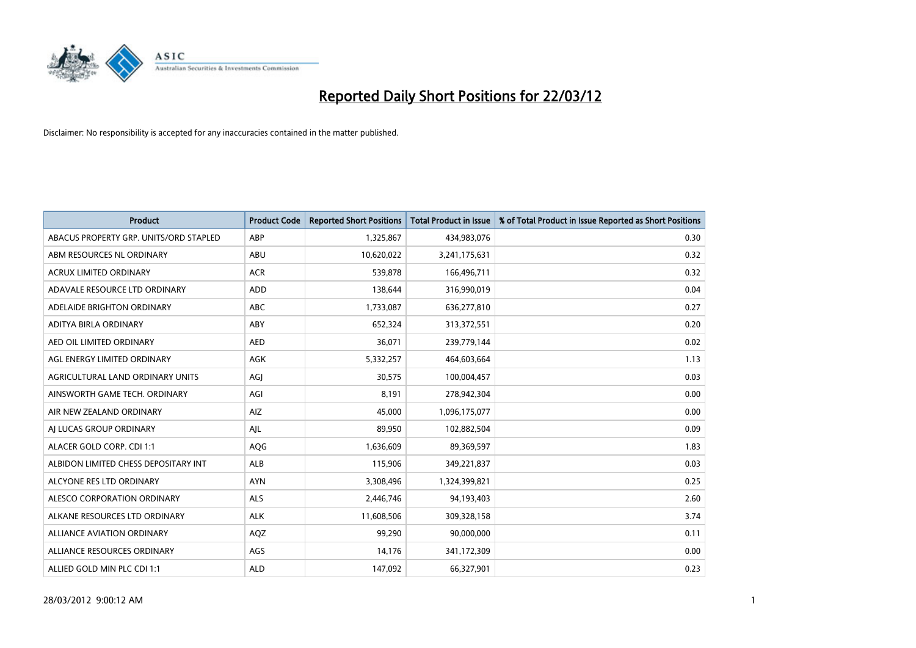# Reported Daily Short Positions for 22/03/12

Disclaimer: No responsibility is accepted for any inaccuracies contained in the matter published.

| Product | Product Code | Reported Short Positions | Total Product in Issue | % of Total Product in Issue Reported as Short Positions |
| --- | --- | --- | --- | --- |
| ABACUS PROPERTY GRP. UNITS/ORD STAPLED | ABP | 1,325,867 | 434,983,076 | 0.30 |
| ABM RESOURCES NL ORDINARY | ABU | 10,620,022 | 3,241,175,631 | 0.32 |
| ACRUX LIMITED ORDINARY | ACR | 539,878 | 166,496,711 | 0.32 |
| ADAVALE RESOURCE LTD ORDINARY | ADD | 138,644 | 316,990,019 | 0.04 |
| ADELAIDE BRIGHTON ORDINARY | ABC | 1,733,087 | 636,277,810 | 0.27 |
| ADITYA BIRLA ORDINARY | ABY | 652,324 | 313,372,551 | 0.20 |
| AED OIL LIMITED ORDINARY | AED | 36,071 | 239,779,144 | 0.02 |
| AGL ENERGY LIMITED ORDINARY | AGK | 5,332,257 | 464,603,664 | 1.13 |
| AGRICULTURAL LAND ORDINARY UNITS | AGJ | 30,575 | 100,004,457 | 0.03 |
| AINSWORTH GAME TECH. ORDINARY | AGI | 8,191 | 278,942,304 | 0.00 |
| AIR NEW ZEALAND ORDINARY | AIZ | 45,000 | 1,096,175,077 | 0.00 |
| AJ LUCAS GROUP ORDINARY | AJL | 89,950 | 102,882,504 | 0.09 |
| ALACER GOLD CORP. CDI 1:1 | AQG | 1,636,609 | 89,369,597 | 1.83 |
| ALBIDON LIMITED CHESS DEPOSITARY INT | ALB | 115,906 | 349,221,837 | 0.03 |
| ALCYONE RES LTD ORDINARY | AYN | 3,308,496 | 1,324,399,821 | 0.25 |
| ALESCO CORPORATION ORDINARY | ALS | 2,446,746 | 94,193,403 | 2.60 |
| ALKANE RESOURCES LTD ORDINARY | ALK | 11,608,506 | 309,328,158 | 3.74 |
| ALLIANCE AVIATION ORDINARY | AQZ | 99,290 | 90,000,000 | 0.11 |
| ALLIANCE RESOURCES ORDINARY | AGS | 14,176 | 341,172,309 | 0.00 |
| ALLIED GOLD MIN PLC CDI 1:1 | ALD | 147,092 | 66,327,901 | 0.23 |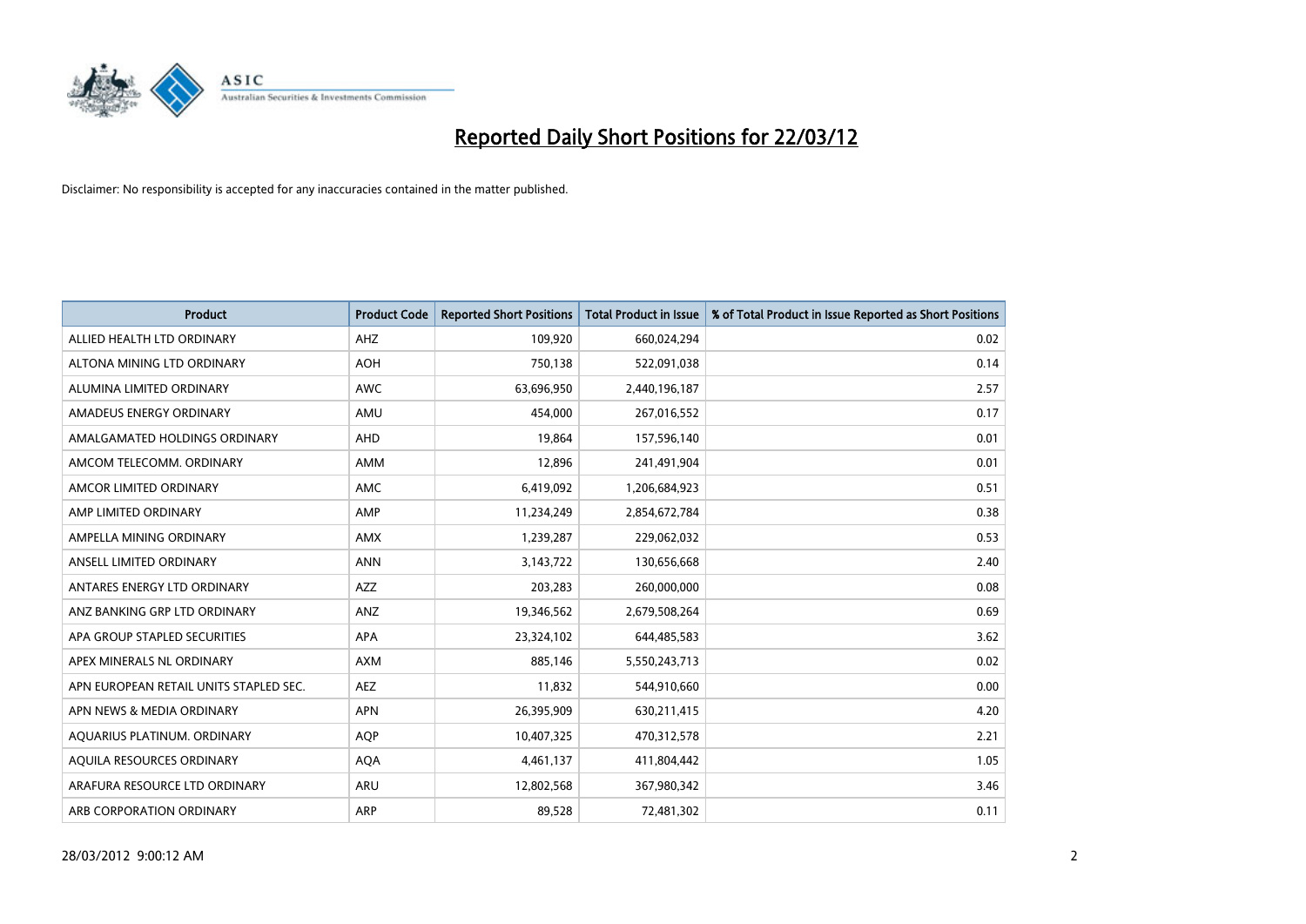# Reported Daily Short Positions for 22/03/12

Disclaimer: No responsibility is accepted for any inaccuracies contained in the matter published.

| Product | Product Code | Reported Short Positions | Total Product in Issue | % of Total Product in Issue Reported as Short Positions |
|---|---|---|---|---|
| ALLIED HEALTH LTD ORDINARY | AHZ | 109,920 | 660,024,294 | 0.02 |
| ALTONA MINING LTD ORDINARY | AOH | 750,138 | 522,091,038 | 0.14 |
| ALUMINA LIMITED ORDINARY | AWC | 63,696,950 | 2,440,196,187 | 2.57 |
| AMADEUS ENERGY ORDINARY | AMU | 454,000 | 267,016,552 | 0.17 |
| AMALGAMATED HOLDINGS ORDINARY | AHD | 19,864 | 157,596,140 | 0.01 |
| AMCOM TELECOMM. ORDINARY | AMM | 12,896 | 241,491,904 | 0.01 |
| AMCOR LIMITED ORDINARY | AMC | 6,419,092 | 1,206,684,923 | 0.51 |
| AMP LIMITED ORDINARY | AMP | 11,234,249 | 2,854,672,784 | 0.38 |
| AMPELLA MINING ORDINARY | AMX | 1,239,287 | 229,062,032 | 0.53 |
| ANSELL LIMITED ORDINARY | ANN | 3,143,722 | 130,656,668 | 2.40 |
| ANTARES ENERGY LTD ORDINARY | AZZ | 203,283 | 260,000,000 | 0.08 |
| ANZ BANKING GRP LTD ORDINARY | ANZ | 19,346,562 | 2,679,508,264 | 0.69 |
| APA GROUP STAPLED SECURITIES | APA | 23,324,102 | 644,485,583 | 3.62 |
| APEX MINERALS NL ORDINARY | AXM | 885,146 | 5,550,243,713 | 0.02 |
| APN EUROPEAN RETAIL UNITS STAPLED SEC. | AEZ | 11,832 | 544,910,660 | 0.00 |
| APN NEWS & MEDIA ORDINARY | APN | 26,395,909 | 630,211,415 | 4.20 |
| AQUARIUS PLATINUM. ORDINARY | AQP | 10,407,325 | 470,312,578 | 2.21 |
| AQUILA RESOURCES ORDINARY | AQA | 4,461,137 | 411,804,442 | 1.05 |
| ARAFURA RESOURCE LTD ORDINARY | ARU | 12,802,568 | 367,980,342 | 3.46 |
| ARB CORPORATION ORDINARY | ARP | 89,528 | 72,481,302 | 0.11 |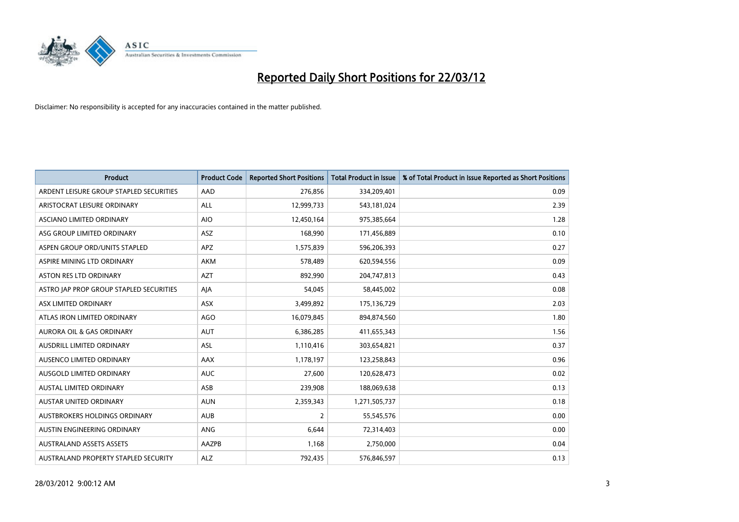# Reported Daily Short Positions for 22/03/12

Disclaimer: No responsibility is accepted for any inaccuracies contained in the matter published.

| Product | Product Code | Reported Short Positions | Total Product in Issue | % of Total Product in Issue Reported as Short Positions |
|---|---|---|---|---|
| ARDENT LEISURE GROUP STAPLED SECURITIES | AAD | 276,856 | 334,209,401 | 0.09 |
| ARISTOCRAT LEISURE ORDINARY | ALL | 12,999,733 | 543,181,024 | 2.39 |
| ASCIANO LIMITED ORDINARY | AIO | 12,450,164 | 975,385,664 | 1.28 |
| ASG GROUP LIMITED ORDINARY | ASZ | 168,990 | 171,456,889 | 0.10 |
| ASPEN GROUP ORD/UNITS STAPLED | APZ | 1,575,839 | 596,206,393 | 0.27 |
| ASPIRE MINING LTD ORDINARY | AKM | 578,489 | 620,594,556 | 0.09 |
| ASTON RES LTD ORDINARY | AZT | 892,990 | 204,747,813 | 0.43 |
| ASTRO JAP PROP GROUP STAPLED SECURITIES | AJA | 54,045 | 58,445,002 | 0.08 |
| ASX LIMITED ORDINARY | ASX | 3,499,892 | 175,136,729 | 2.03 |
| ATLAS IRON LIMITED ORDINARY | AGO | 16,079,845 | 894,874,560 | 1.80 |
| AURORA OIL & GAS ORDINARY | AUT | 6,386,285 | 411,655,343 | 1.56 |
| AUSDRILL LIMITED ORDINARY | ASL | 1,110,416 | 303,654,821 | 0.37 |
| AUSENCO LIMITED ORDINARY | AAX | 1,178,197 | 123,258,843 | 0.96 |
| AUSGOLD LIMITED ORDINARY | AUC | 27,600 | 120,628,473 | 0.02 |
| AUSTAL LIMITED ORDINARY | ASB | 239,908 | 188,069,638 | 0.13 |
| AUSTAR UNITED ORDINARY | AUN | 2,359,343 | 1,271,505,737 | 0.18 |
| AUSTBROKERS HOLDINGS ORDINARY | AUB | 2 | 55,545,576 | 0.00 |
| AUSTIN ENGINEERING ORDINARY | ANG | 6,644 | 72,314,403 | 0.00 |
| AUSTRALAND ASSETS ASSETS | AAZPB | 1,168 | 2,750,000 | 0.04 |
| AUSTRALAND PROPERTY STAPLED SECURITY | ALZ | 792,435 | 576,846,597 | 0.13 |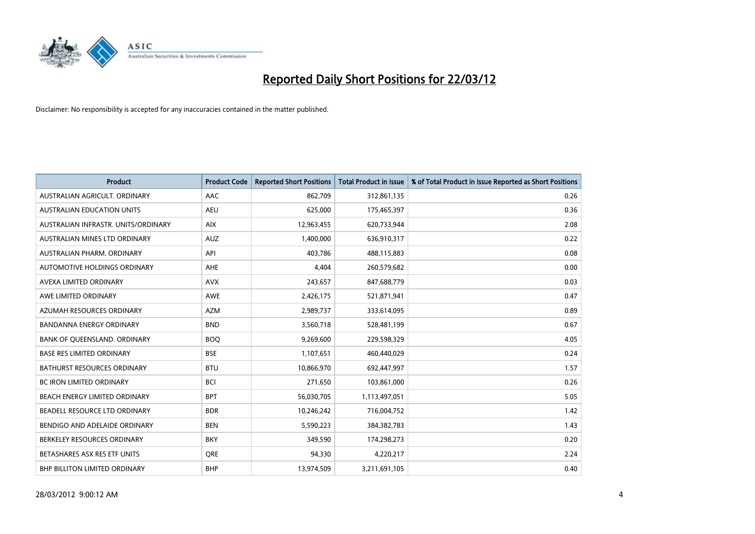# Reported Daily Short Positions for 22/03/12

Disclaimer: No responsibility is accepted for any inaccuracies contained in the matter published.

| Product | Product Code | Reported Short Positions | Total Product in Issue | % of Total Product in Issue Reported as Short Positions |
|---|---|---|---|---|
| AUSTRALIAN AGRICULT. ORDINARY | AAC | 862,709 | 312,861,135 | 0.26 |
| AUSTRALIAN EDUCATION UNITS | AEU | 625,000 | 175,465,397 | 0.36 |
| AUSTRALIAN INFRASTR. UNITS/ORDINARY | AIX | 12,963,455 | 620,733,944 | 2.08 |
| AUSTRALIAN MINES LTD ORDINARY | AUZ | 1,400,000 | 636,910,317 | 0.22 |
| AUSTRALIAN PHARM. ORDINARY | API | 403,786 | 488,115,883 | 0.08 |
| AUTOMOTIVE HOLDINGS ORDINARY | AHE | 4,404 | 260,579,682 | 0.00 |
| AVEXA LIMITED ORDINARY | AVX | 243,657 | 847,688,779 | 0.03 |
| AWE LIMITED ORDINARY | AWE | 2,426,175 | 521,871,941 | 0.47 |
| AZUMAH RESOURCES ORDINARY | AZM | 2,989,737 | 333,614,095 | 0.89 |
| BANDANNA ENERGY ORDINARY | BND | 3,560,718 | 528,481,199 | 0.67 |
| BANK OF QUEENSLAND. ORDINARY | BOQ | 9,269,600 | 229,598,329 | 4.05 |
| BASE RES LIMITED ORDINARY | BSE | 1,107,651 | 460,440,029 | 0.24 |
| BATHURST RESOURCES ORDINARY | BTU | 10,866,970 | 692,447,997 | 1.57 |
| BC IRON LIMITED ORDINARY | BCI | 271,650 | 103,861,000 | 0.26 |
| BEACH ENERGY LIMITED ORDINARY | BPT | 56,030,705 | 1,113,497,051 | 5.05 |
| BEADELL RESOURCE LTD ORDINARY | BDR | 10,246,242 | 716,004,752 | 1.42 |
| BENDIGO AND ADELAIDE ORDINARY | BEN | 5,590,223 | 384,382,783 | 1.43 |
| BERKELEY RESOURCES ORDINARY | BKY | 349,590 | 174,298,273 | 0.20 |
| BETASHARES ASX RES ETF UNITS | QRE | 94,330 | 4,220,217 | 2.24 |
| BHP BILLITON LIMITED ORDINARY | BHP | 13,974,509 | 3,211,691,105 | 0.40 |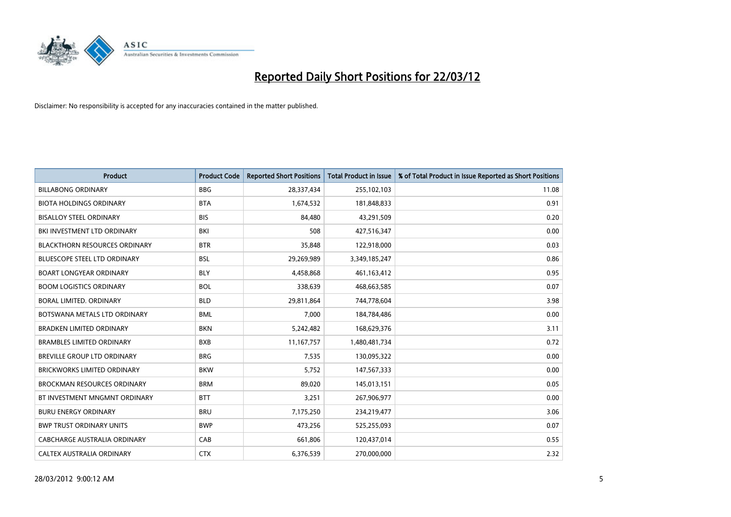# Reported Daily Short Positions for 22/03/12

Disclaimer: No responsibility is accepted for any inaccuracies contained in the matter published.

| Product | Product Code | Reported Short Positions | Total Product in Issue | % of Total Product in Issue Reported as Short Positions |
|---|---|---|---|---|
| BILLABONG ORDINARY | BBG | 28,337,434 | 255,102,103 | 11.08 |
| BIOTA HOLDINGS ORDINARY | BTA | 1,674,532 | 181,848,833 | 0.91 |
| BISALLOY STEEL ORDINARY | BIS | 84,480 | 43,291,509 | 0.20 |
| BKI INVESTMENT LTD ORDINARY | BKI | 508 | 427,516,347 | 0.00 |
| BLACKTHORN RESOURCES ORDINARY | BTR | 35,848 | 122,918,000 | 0.03 |
| BLUESCOPE STEEL LTD ORDINARY | BSL | 29,269,989 | 3,349,185,247 | 0.86 |
| BOART LONGYEAR ORDINARY | BLY | 4,458,868 | 461,163,412 | 0.95 |
| BOOM LOGISTICS ORDINARY | BOL | 338,639 | 468,663,585 | 0.07 |
| BORAL LIMITED. ORDINARY | BLD | 29,811,864 | 744,778,604 | 3.98 |
| BOTSWANA METALS LTD ORDINARY | BML | 7,000 | 184,784,486 | 0.00 |
| BRADKEN LIMITED ORDINARY | BKN | 5,242,482 | 168,629,376 | 3.11 |
| BRAMBLES LIMITED ORDINARY | BXB | 11,167,757 | 1,480,481,734 | 0.72 |
| BREVILLE GROUP LTD ORDINARY | BRG | 7,535 | 130,095,322 | 0.00 |
| BRICKWORKS LIMITED ORDINARY | BKW | 5,752 | 147,567,333 | 0.00 |
| BROCKMAN RESOURCES ORDINARY | BRM | 89,020 | 145,013,151 | 0.05 |
| BT INVESTMENT MNGMNT ORDINARY | BTT | 3,251 | 267,906,977 | 0.00 |
| BURU ENERGY ORDINARY | BRU | 7,175,250 | 234,219,477 | 3.06 |
| BWP TRUST ORDINARY UNITS | BWP | 473,256 | 525,255,093 | 0.07 |
| CABCHARGE AUSTRALIA ORDINARY | CAB | 661,806 | 120,437,014 | 0.55 |
| CALTEX AUSTRALIA ORDINARY | CTX | 6,376,539 | 270,000,000 | 2.32 |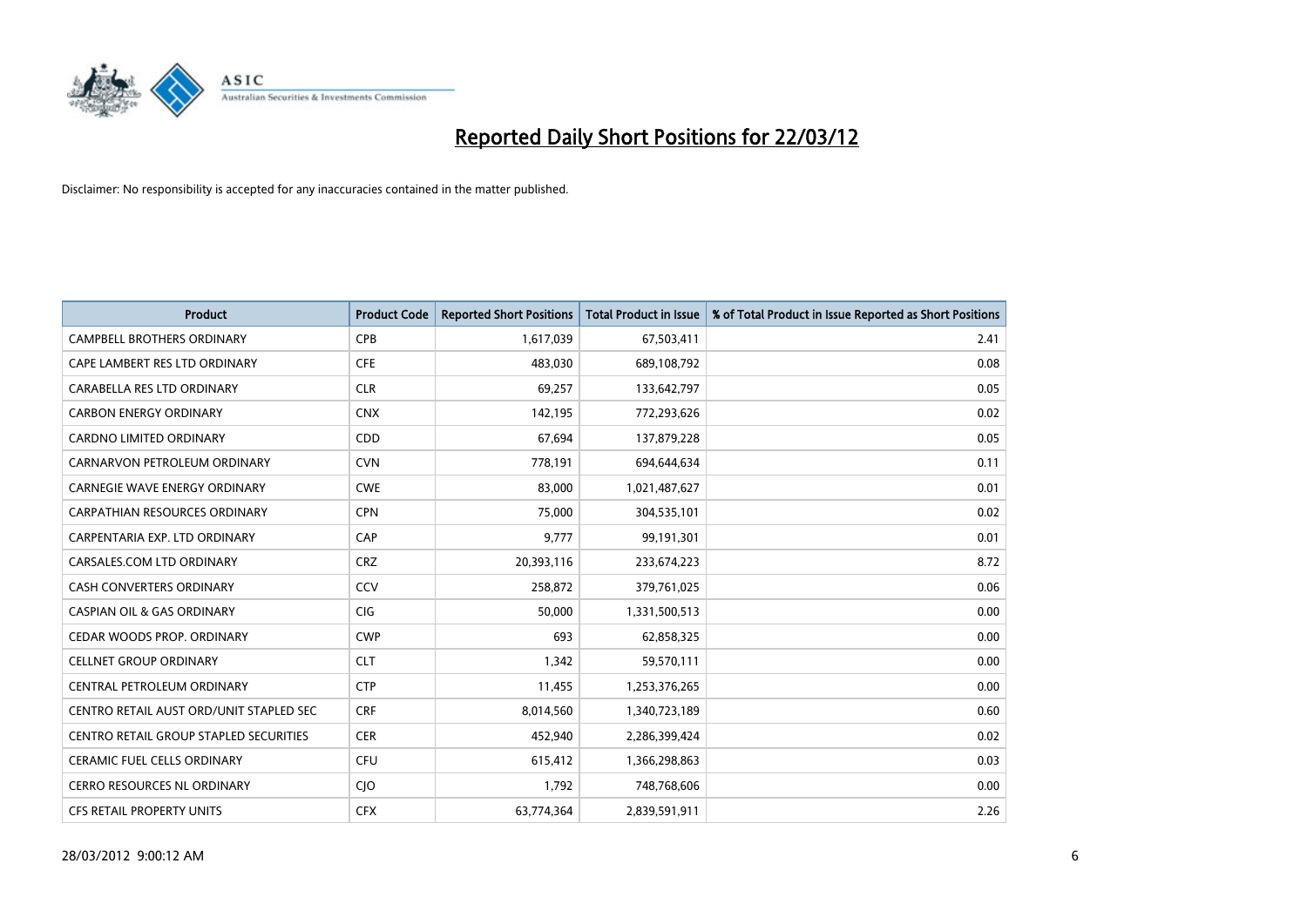# Reported Daily Short Positions for 22/03/12

Disclaimer: No responsibility is accepted for any inaccuracies contained in the matter published.

| Product | Product Code | Reported Short Positions | Total Product in Issue | % of Total Product in Issue Reported as Short Positions |
|---|---|---|---|---|
| CAMPBELL BROTHERS ORDINARY | CPB | 1,617,039 | 67,503,411 | 2.41 |
| CAPE LAMBERT RES LTD ORDINARY | CFE | 483,030 | 689,108,792 | 0.08 |
| CARABELLA RES LTD ORDINARY | CLR | 69,257 | 133,642,797 | 0.05 |
| CARBON ENERGY ORDINARY | CNX | 142,195 | 772,293,626 | 0.02 |
| CARDNO LIMITED ORDINARY | CDD | 67,694 | 137,879,228 | 0.05 |
| CARNARVON PETROLEUM ORDINARY | CVN | 778,191 | 694,644,634 | 0.11 |
| CARNEGIE WAVE ENERGY ORDINARY | CWE | 83,000 | 1,021,487,627 | 0.01 |
| CARPATHIAN RESOURCES ORDINARY | CPN | 75,000 | 304,535,101 | 0.02 |
| CARPENTARIA EXP. LTD ORDINARY | CAP | 9,777 | 99,191,301 | 0.01 |
| CARSALES.COM LTD ORDINARY | CRZ | 20,393,116 | 233,674,223 | 8.72 |
| CASH CONVERTERS ORDINARY | CCV | 258,872 | 379,761,025 | 0.06 |
| CASPIAN OIL & GAS ORDINARY | CIG | 50,000 | 1,331,500,513 | 0.00 |
| CEDAR WOODS PROP. ORDINARY | CWP | 693 | 62,858,325 | 0.00 |
| CELLNET GROUP ORDINARY | CLT | 1,342 | 59,570,111 | 0.00 |
| CENTRAL PETROLEUM ORDINARY | CTP | 11,455 | 1,253,376,265 | 0.00 |
| CENTRO RETAIL AUST ORD/UNIT STAPLED SEC | CRF | 8,014,560 | 1,340,723,189 | 0.60 |
| CENTRO RETAIL GROUP STAPLED SECURITIES | CER | 452,940 | 2,286,399,424 | 0.02 |
| CERAMIC FUEL CELLS ORDINARY | CFU | 615,412 | 1,366,298,863 | 0.03 |
| CERRO RESOURCES NL ORDINARY | CJO | 1,792 | 748,768,606 | 0.00 |
| CFS RETAIL PROPERTY UNITS | CFX | 63,774,364 | 2,839,591,911 | 2.26 |

28/03/2012 9:00:12 AM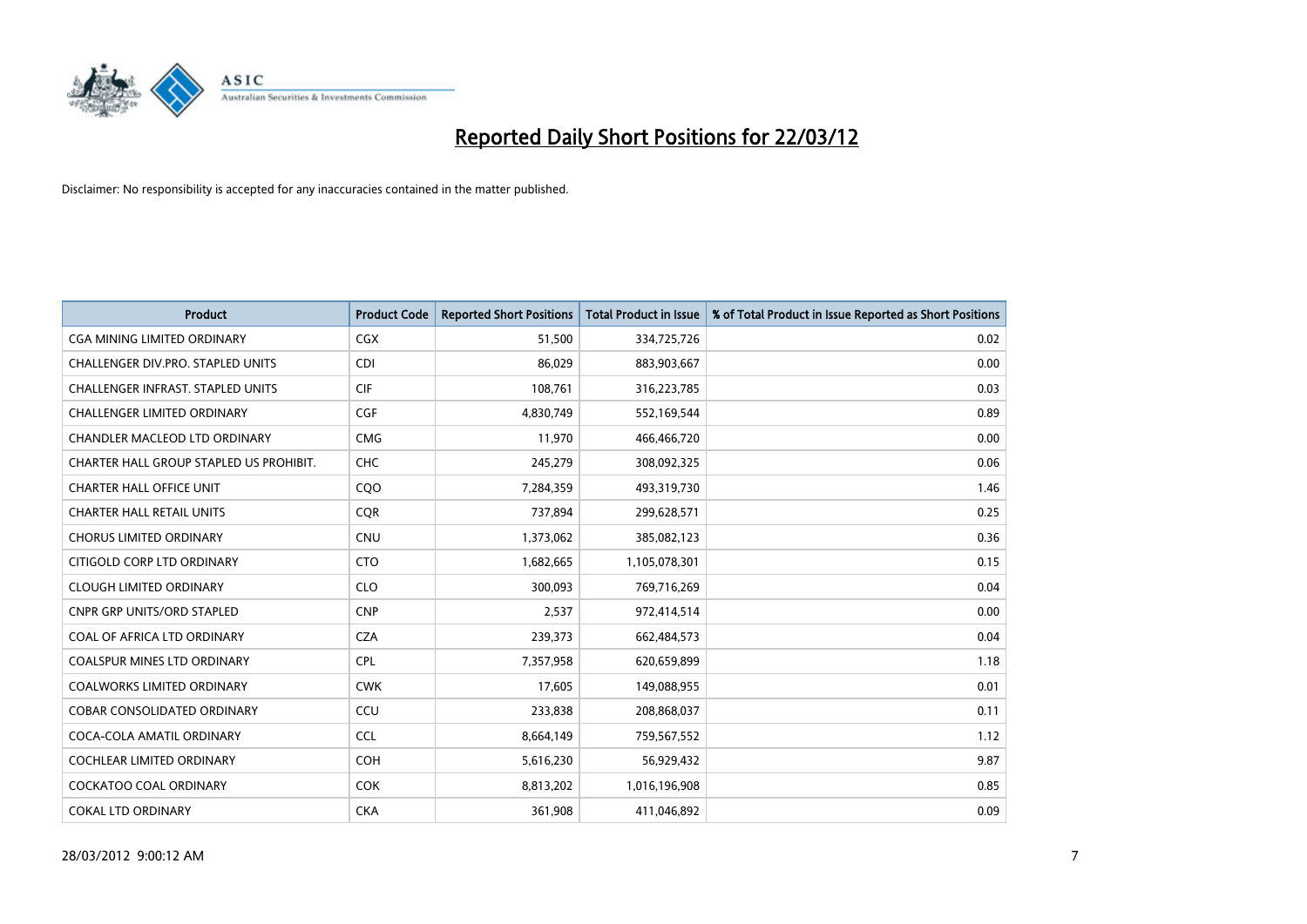# Reported Daily Short Positions for 22/03/12

Disclaimer: No responsibility is accepted for any inaccuracies contained in the matter published.

| Product | Product Code | Reported Short Positions | Total Product in Issue | % of Total Product in Issue Reported as Short Positions |
|---|---|---|---|---|
| CGA MINING LIMITED ORDINARY | CGX | 51,500 | 334,725,726 | 0.02 |
| CHALLENGER DIV.PRO. STAPLED UNITS | CDI | 86,029 | 883,903,667 | 0.00 |
| CHALLENGER INFRAST. STAPLED UNITS | CIF | 108,761 | 316,223,785 | 0.03 |
| CHALLENGER LIMITED ORDINARY | CGF | 4,830,749 | 552,169,544 | 0.89 |
| CHANDLER MACLEOD LTD ORDINARY | CMG | 11,970 | 466,466,720 | 0.00 |
| CHARTER HALL GROUP STAPLED US PROHIBIT. | CHC | 245,279 | 308,092,325 | 0.06 |
| CHARTER HALL OFFICE UNIT | CQO | 7,284,359 | 493,319,730 | 1.46 |
| CHARTER HALL RETAIL UNITS | CQR | 737,894 | 299,628,571 | 0.25 |
| CHORUS LIMITED ORDINARY | CNU | 1,373,062 | 385,082,123 | 0.36 |
| CITIGOLD CORP LTD ORDINARY | CTO | 1,682,665 | 1,105,078,301 | 0.15 |
| CLOUGH LIMITED ORDINARY | CLO | 300,093 | 769,716,269 | 0.04 |
| CNPR GRP UNITS/ORD STAPLED | CNP | 2,537 | 972,414,514 | 0.00 |
| COAL OF AFRICA LTD ORDINARY | CZA | 239,373 | 662,484,573 | 0.04 |
| COALSPUR MINES LTD ORDINARY | CPL | 7,357,958 | 620,659,899 | 1.18 |
| COALWORKS LIMITED ORDINARY | CWK | 17,605 | 149,088,955 | 0.01 |
| COBAR CONSOLIDATED ORDINARY | CCU | 233,838 | 208,868,037 | 0.11 |
| COCA-COLA AMATIL ORDINARY | CCL | 8,664,149 | 759,567,552 | 1.12 |
| COCHLEAR LIMITED ORDINARY | COH | 5,616,230 | 56,929,432 | 9.87 |
| COCKATOO COAL ORDINARY | COK | 8,813,202 | 1,016,196,908 | 0.85 |
| COKAL LTD ORDINARY | CKA | 361,908 | 411,046,892 | 0.09 |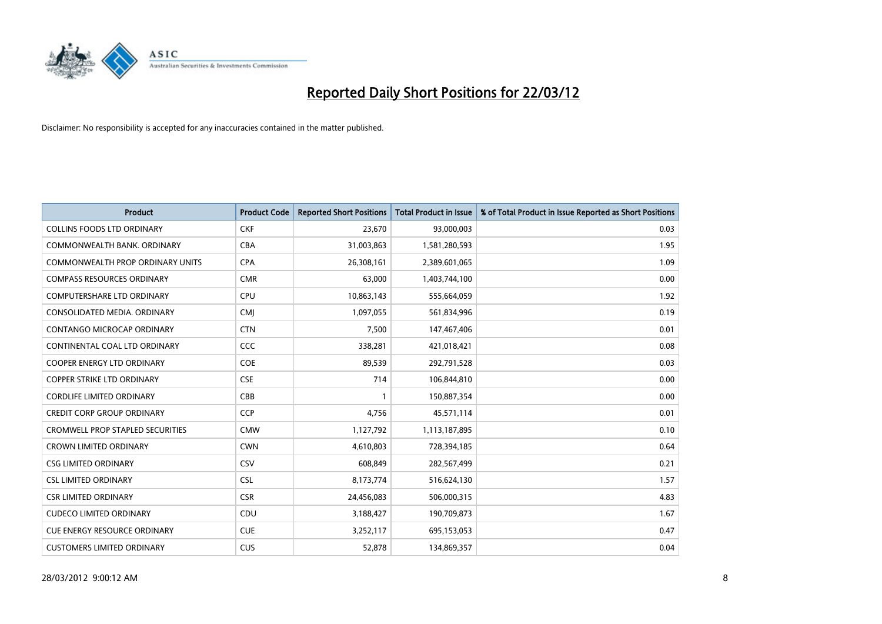# Reported Daily Short Positions for 22/03/12

Disclaimer: No responsibility is accepted for any inaccuracies contained in the matter published.

| Product | Product Code | Reported Short Positions | Total Product in Issue | % of Total Product in Issue Reported as Short Positions |
|---|---|---|---|---|
| COLLINS FOODS LTD ORDINARY | CKF | 23,670 | 93,000,003 | 0.03 |
| COMMONWEALTH BANK. ORDINARY | CBA | 31,003,863 | 1,581,280,593 | 1.95 |
| COMMONWEALTH PROP ORDINARY UNITS | CPA | 26,308,161 | 2,389,601,065 | 1.09 |
| COMPASS RESOURCES ORDINARY | CMR | 63,000 | 1,403,744,100 | 0.00 |
| COMPUTERSHARE LTD ORDINARY | CPU | 10,863,143 | 555,664,059 | 1.92 |
| CONSOLIDATED MEDIA. ORDINARY | CMJ | 1,097,055 | 561,834,996 | 0.19 |
| CONTANGO MICROCAP ORDINARY | CTN | 7,500 | 147,467,406 | 0.01 |
| CONTINENTAL COAL LTD ORDINARY | CCC | 338,281 | 421,018,421 | 0.08 |
| COOPER ENERGY LTD ORDINARY | COE | 89,539 | 292,791,528 | 0.03 |
| COPPER STRIKE LTD ORDINARY | CSE | 714 | 106,844,810 | 0.00 |
| CORDLIFE LIMITED ORDINARY | CBB | 1 | 150,887,354 | 0.00 |
| CREDIT CORP GROUP ORDINARY | CCP | 4,756 | 45,571,114 | 0.01 |
| CROMWELL PROP STAPLED SECURITIES | CMW | 1,127,792 | 1,113,187,895 | 0.10 |
| CROWN LIMITED ORDINARY | CWN | 4,610,803 | 728,394,185 | 0.64 |
| CSG LIMITED ORDINARY | CSV | 608,849 | 282,567,499 | 0.21 |
| CSL LIMITED ORDINARY | CSL | 8,173,774 | 516,624,130 | 1.57 |
| CSR LIMITED ORDINARY | CSR | 24,456,083 | 506,000,315 | 4.83 |
| CUDECO LIMITED ORDINARY | CDU | 3,188,427 | 190,709,873 | 1.67 |
| CUE ENERGY RESOURCE ORDINARY | CUE | 3,252,117 | 695,153,053 | 0.47 |
| CUSTOMERS LIMITED ORDINARY | CUS | 52,878 | 134,869,357 | 0.04 |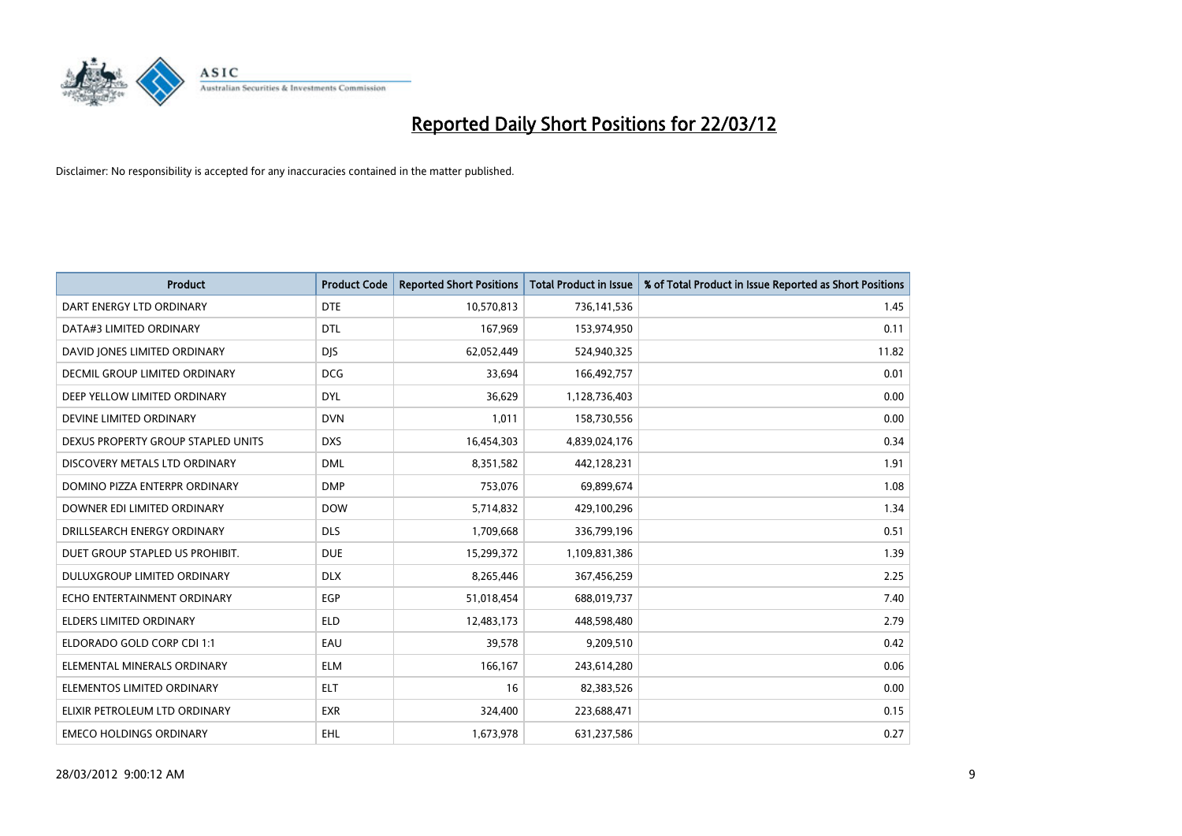# Reported Daily Short Positions for 22/03/12

Disclaimer: No responsibility is accepted for any inaccuracies contained in the matter published.

| Product | Product Code | Reported Short Positions | Total Product in Issue | % of Total Product in Issue Reported as Short Positions |
|---|---|---|---|---|
| DART ENERGY LTD ORDINARY | DTE | 10,570,813 | 736,141,536 | 1.45 |
| DATA#3 LIMITED ORDINARY | DTL | 167,969 | 153,974,950 | 0.11 |
| DAVID JONES LIMITED ORDINARY | DJS | 62,052,449 | 524,940,325 | 11.82 |
| DECMIL GROUP LIMITED ORDINARY | DCG | 33,694 | 166,492,757 | 0.01 |
| DEEP YELLOW LIMITED ORDINARY | DYL | 36,629 | 1,128,736,403 | 0.00 |
| DEVINE LIMITED ORDINARY | DVN | 1,011 | 158,730,556 | 0.00 |
| DEXUS PROPERTY GROUP STAPLED UNITS | DXS | 16,454,303 | 4,839,024,176 | 0.34 |
| DISCOVERY METALS LTD ORDINARY | DML | 8,351,582 | 442,128,231 | 1.91 |
| DOMINO PIZZA ENTERPR ORDINARY | DMP | 753,076 | 69,899,674 | 1.08 |
| DOWNER EDI LIMITED ORDINARY | DOW | 5,714,832 | 429,100,296 | 1.34 |
| DRILLSEARCH ENERGY ORDINARY | DLS | 1,709,668 | 336,799,196 | 0.51 |
| DUET GROUP STAPLED US PROHIBIT. | DUE | 15,299,372 | 1,109,831,386 | 1.39 |
| DULUXGROUP LIMITED ORDINARY | DLX | 8,265,446 | 367,456,259 | 2.25 |
| ECHO ENTERTAINMENT ORDINARY | EGP | 51,018,454 | 688,019,737 | 7.40 |
| ELDERS LIMITED ORDINARY | ELD | 12,483,173 | 448,598,480 | 2.79 |
| ELDORADO GOLD CORP CDI 1:1 | EAU | 39,578 | 9,209,510 | 0.42 |
| ELEMENTAL MINERALS ORDINARY | ELM | 166,167 | 243,614,280 | 0.06 |
| ELEMENTOS LIMITED ORDINARY | ELT | 16 | 82,383,526 | 0.00 |
| ELIXIR PETROLEUM LTD ORDINARY | EXR | 324,400 | 223,688,471 | 0.15 |
| EMECO HOLDINGS ORDINARY | EHL | 1,673,978 | 631,237,586 | 0.27 |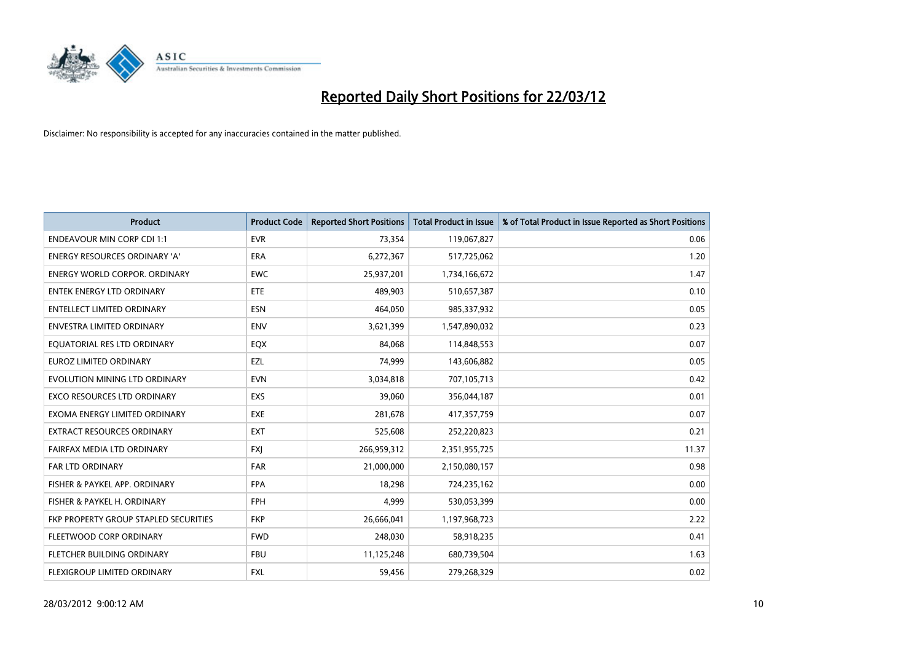# Reported Daily Short Positions for 22/03/12

Disclaimer: No responsibility is accepted for any inaccuracies contained in the matter published.

| Product | Product Code | Reported Short Positions | Total Product in Issue | % of Total Product in Issue Reported as Short Positions |
|---|---|---|---|---|
| ENDEAVOUR MIN CORP CDI 1:1 | EVR | 73,354 | 119,067,827 | 0.06 |
| ENERGY RESOURCES ORDINARY 'A' | ERA | 6,272,367 | 517,725,062 | 1.20 |
| ENERGY WORLD CORPOR. ORDINARY | EWC | 25,937,201 | 1,734,166,672 | 1.47 |
| ENTEK ENERGY LTD ORDINARY | ETE | 489,903 | 510,657,387 | 0.10 |
| ENTELLECT LIMITED ORDINARY | ESN | 464,050 | 985,337,932 | 0.05 |
| ENVESTRA LIMITED ORDINARY | ENV | 3,621,399 | 1,547,890,032 | 0.23 |
| EQUATORIAL RES LTD ORDINARY | EQX | 84,068 | 114,848,553 | 0.07 |
| EUROZ LIMITED ORDINARY | EZL | 74,999 | 143,606,882 | 0.05 |
| EVOLUTION MINING LTD ORDINARY | EVN | 3,034,818 | 707,105,713 | 0.42 |
| EXCO RESOURCES LTD ORDINARY | EXS | 39,060 | 356,044,187 | 0.01 |
| EXOMA ENERGY LIMITED ORDINARY | EXE | 281,678 | 417,357,759 | 0.07 |
| EXTRACT RESOURCES ORDINARY | EXT | 525,608 | 252,220,823 | 0.21 |
| FAIRFAX MEDIA LTD ORDINARY | FXJ | 266,959,312 | 2,351,955,725 | 11.37 |
| FAR LTD ORDINARY | FAR | 21,000,000 | 2,150,080,157 | 0.98 |
| FISHER & PAYKEL APP. ORDINARY | FPA | 18,298 | 724,235,162 | 0.00 |
| FISHER & PAYKEL H. ORDINARY | FPH | 4,999 | 530,053,399 | 0.00 |
| FKP PROPERTY GROUP STAPLED SECURITIES | FKP | 26,666,041 | 1,197,968,723 | 2.22 |
| FLEETWOOD CORP ORDINARY | FWD | 248,030 | 58,918,235 | 0.41 |
| FLETCHER BUILDING ORDINARY | FBU | 11,125,248 | 680,739,504 | 1.63 |
| FLEXIGROUP LIMITED ORDINARY | FXL | 59,456 | 279,268,329 | 0.02 |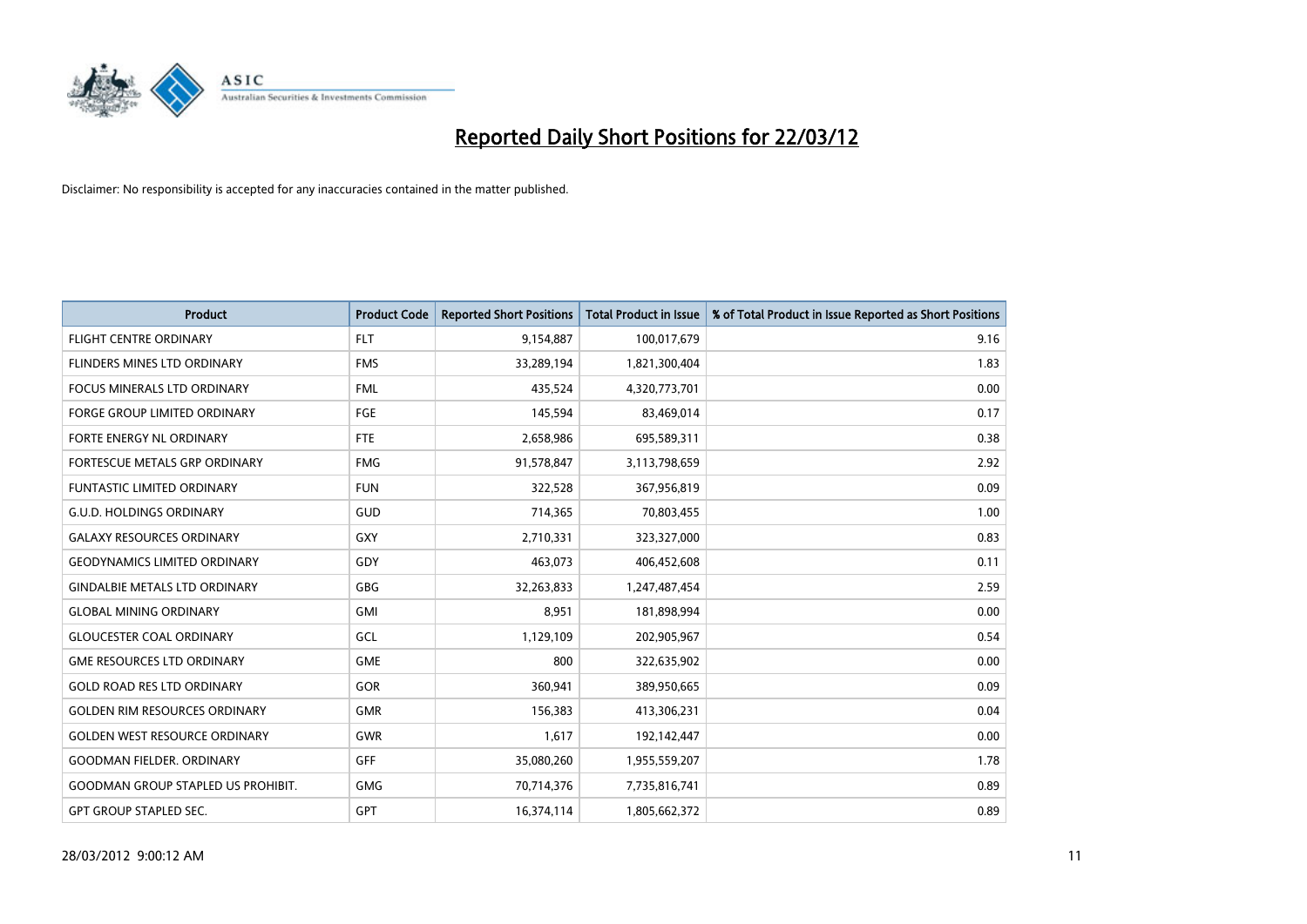# Reported Daily Short Positions for 22/03/12

Disclaimer: No responsibility is accepted for any inaccuracies contained in the matter published.

| Product | Product Code | Reported Short Positions | Total Product in Issue | % of Total Product in Issue Reported as Short Positions |
|---|---|---|---|---|
| FLIGHT CENTRE ORDINARY | FLT | 9,154,887 | 100,017,679 | 9.16 |
| FLINDERS MINES LTD ORDINARY | FMS | 33,289,194 | 1,821,300,404 | 1.83 |
| FOCUS MINERALS LTD ORDINARY | FML | 435,524 | 4,320,773,701 | 0.00 |
| FORGE GROUP LIMITED ORDINARY | FGE | 145,594 | 83,469,014 | 0.17 |
| FORTE ENERGY NL ORDINARY | FTE | 2,658,986 | 695,589,311 | 0.38 |
| FORTESCUE METALS GRP ORDINARY | FMG | 91,578,847 | 3,113,798,659 | 2.92 |
| FUNTASTIC LIMITED ORDINARY | FUN | 322,528 | 367,956,819 | 0.09 |
| G.U.D. HOLDINGS ORDINARY | GUD | 714,365 | 70,803,455 | 1.00 |
| GALAXY RESOURCES ORDINARY | GXY | 2,710,331 | 323,327,000 | 0.83 |
| GEODYNAMICS LIMITED ORDINARY | GDY | 463,073 | 406,452,608 | 0.11 |
| GINDALBIE METALS LTD ORDINARY | GBG | 32,263,833 | 1,247,487,454 | 2.59 |
| GLOBAL MINING ORDINARY | GMI | 8,951 | 181,898,994 | 0.00 |
| GLOUCESTER COAL ORDINARY | GCL | 1,129,109 | 202,905,967 | 0.54 |
| GME RESOURCES LTD ORDINARY | GME | 800 | 322,635,902 | 0.00 |
| GOLD ROAD RES LTD ORDINARY | GOR | 360,941 | 389,950,665 | 0.09 |
| GOLDEN RIM RESOURCES ORDINARY | GMR | 156,383 | 413,306,231 | 0.04 |
| GOLDEN WEST RESOURCE ORDINARY | GWR | 1,617 | 192,142,447 | 0.00 |
| GOODMAN FIELDER. ORDINARY | GFF | 35,080,260 | 1,955,559,207 | 1.78 |
| GOODMAN GROUP STAPLED US PROHIBIT. | GMG | 70,714,376 | 7,735,816,741 | 0.89 |
| GPT GROUP STAPLED SEC. | GPT | 16,374,114 | 1,805,662,372 | 0.89 |

28/03/2012 9:00:12 AM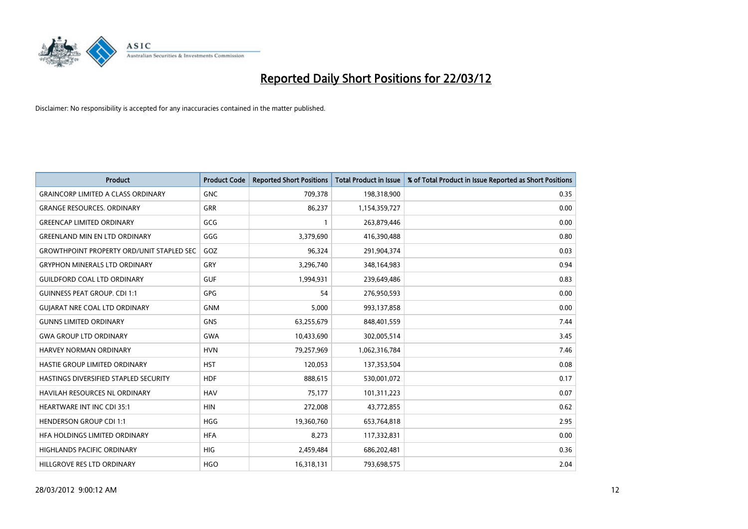# Reported Daily Short Positions for 22/03/12

Disclaimer: No responsibility is accepted for any inaccuracies contained in the matter published.

| Product | Product Code | Reported Short Positions | Total Product in Issue | % of Total Product in Issue Reported as Short Positions |
|---|---|---|---|---|
| GRAINCORP LIMITED A CLASS ORDINARY | GNC | 709,378 | 198,318,900 | 0.35 |
| GRANGE RESOURCES. ORDINARY | GRR | 86,237 | 1,154,359,727 | 0.00 |
| GREENCAP LIMITED ORDINARY | GCG | 1 | 263,879,446 | 0.00 |
| GREENLAND MIN EN LTD ORDINARY | GGG | 3,379,690 | 416,390,488 | 0.80 |
| GROWTHPOINT PROPERTY ORD/UNIT STAPLED SEC | GOZ | 96,324 | 291,904,374 | 0.03 |
| GRYPHON MINERALS LTD ORDINARY | GRY | 3,296,740 | 348,164,983 | 0.94 |
| GUILDFORD COAL LTD ORDINARY | GUF | 1,994,931 | 239,649,486 | 0.83 |
| GUINNESS PEAT GROUP. CDI 1:1 | GPG | 54 | 276,950,593 | 0.00 |
| GUJARAT NRE COAL LTD ORDINARY | GNM | 5,000 | 993,137,858 | 0.00 |
| GUNNS LIMITED ORDINARY | GNS | 63,255,679 | 848,401,559 | 7.44 |
| GWA GROUP LTD ORDINARY | GWA | 10,433,690 | 302,005,514 | 3.45 |
| HARVEY NORMAN ORDINARY | HVN | 79,257,969 | 1,062,316,784 | 7.46 |
| HASTIE GROUP LIMITED ORDINARY | HST | 120,053 | 137,353,504 | 0.08 |
| HASTINGS DIVERSIFIED STAPLED SECURITY | HDF | 888,615 | 530,001,072 | 0.17 |
| HAVILAH RESOURCES NL ORDINARY | HAV | 75,177 | 101,311,223 | 0.07 |
| HEARTWARE INT INC CDI 35:1 | HIN | 272,008 | 43,772,855 | 0.62 |
| HENDERSON GROUP CDI 1:1 | HGG | 19,360,760 | 653,764,818 | 2.95 |
| HFA HOLDINGS LIMITED ORDINARY | HFA | 8,273 | 117,332,831 | 0.00 |
| HIGHLANDS PACIFIC ORDINARY | HIG | 2,459,484 | 686,202,481 | 0.36 |
| HILLGROVE RES LTD ORDINARY | HGO | 16,318,131 | 793,698,575 | 2.04 |

28/03/2012 9:00:12 AM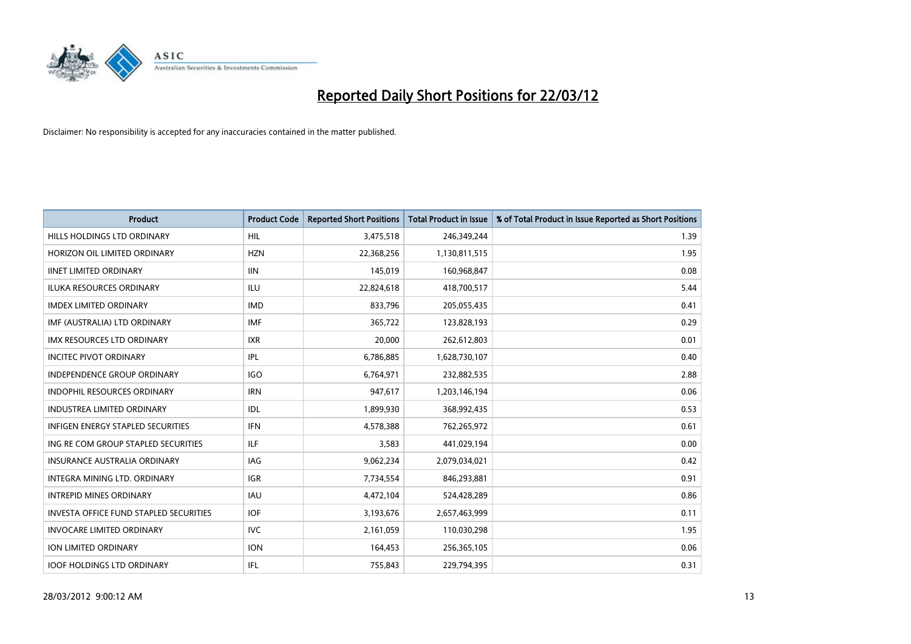# Reported Daily Short Positions for 22/03/12

Disclaimer: No responsibility is accepted for any inaccuracies contained in the matter published.

| Product | Product Code | Reported Short Positions | Total Product in Issue | % of Total Product in Issue Reported as Short Positions |
|---|---|---|---|---|
| HILLS HOLDINGS LTD ORDINARY | HIL | 3,475,518 | 246,349,244 | 1.39 |
| HORIZON OIL LIMITED ORDINARY | HZN | 22,368,256 | 1,130,811,515 | 1.95 |
| IINET LIMITED ORDINARY | IIN | 145,019 | 160,968,847 | 0.08 |
| ILUKA RESOURCES ORDINARY | ILU | 22,824,618 | 418,700,517 | 5.44 |
| IMDEX LIMITED ORDINARY | IMD | 833,796 | 205,055,435 | 0.41 |
| IMF (AUSTRALIA) LTD ORDINARY | IMF | 365,722 | 123,828,193 | 0.29 |
| IMX RESOURCES LTD ORDINARY | IXR | 20,000 | 262,612,803 | 0.01 |
| INCITEC PIVOT ORDINARY | IPL | 6,786,885 | 1,628,730,107 | 0.40 |
| INDEPENDENCE GROUP ORDINARY | IGO | 6,764,971 | 232,882,535 | 2.88 |
| INDOPHIL RESOURCES ORDINARY | IRN | 947,617 | 1,203,146,194 | 0.06 |
| INDUSTREA LIMITED ORDINARY | IDL | 1,899,930 | 368,992,435 | 0.53 |
| INFIGEN ENERGY STAPLED SECURITIES | IFN | 4,578,388 | 762,265,972 | 0.61 |
| ING RE COM GROUP STAPLED SECURITIES | ILF | 3,583 | 441,029,194 | 0.00 |
| INSURANCE AUSTRALIA ORDINARY | IAG | 9,062,234 | 2,079,034,021 | 0.42 |
| INTEGRA MINING LTD. ORDINARY | IGR | 7,734,554 | 846,293,881 | 0.91 |
| INTREPID MINES ORDINARY | IAU | 4,472,104 | 524,428,289 | 0.86 |
| INVESTA OFFICE FUND STAPLED SECURITIES | IOF | 3,193,676 | 2,657,463,999 | 0.11 |
| INVOCARE LIMITED ORDINARY | IVC | 2,161,059 | 110,030,298 | 1.95 |
| ION LIMITED ORDINARY | ION | 164,453 | 256,365,105 | 0.06 |
| IOOF HOLDINGS LTD ORDINARY | IFL | 755,843 | 229,794,395 | 0.31 |

28/03/2012 9:00:12 AM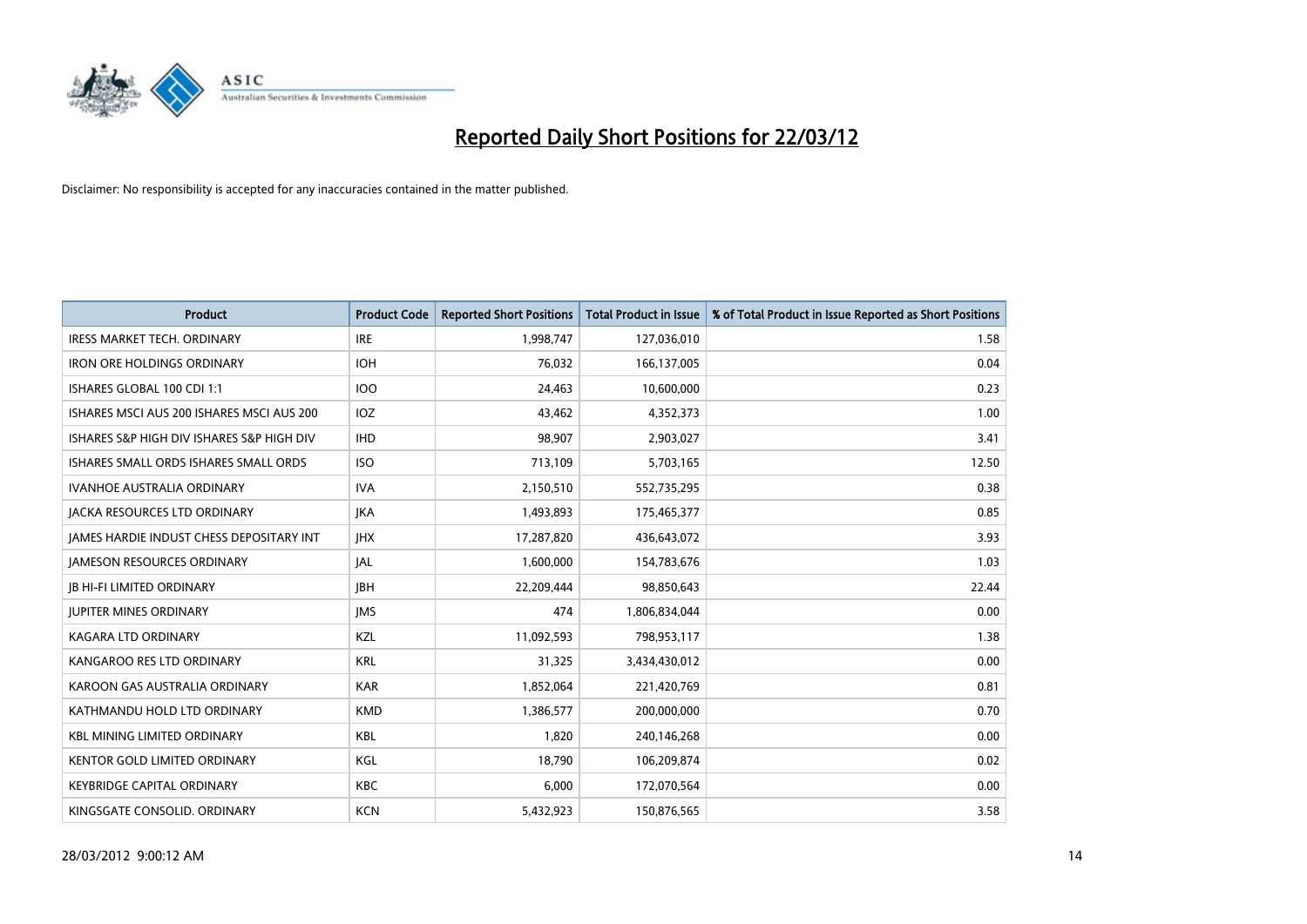# Reported Daily Short Positions for 22/03/12

Disclaimer: No responsibility is accepted for any inaccuracies contained in the matter published.

| Product | Product Code | Reported Short Positions | Total Product in Issue | % of Total Product in Issue Reported as Short Positions |
|---|---|---|---|---|
| IRESS MARKET TECH. ORDINARY | IRE | 1,998,747 | 127,036,010 | 1.58 |
| IRON ORE HOLDINGS ORDINARY | IOH | 76,032 | 166,137,005 | 0.04 |
| ISHARES GLOBAL 100 CDI 1:1 | IOO | 24,463 | 10,600,000 | 0.23 |
| ISHARES MSCI AUS 200 ISHARES MSCI AUS 200 | IOZ | 43,462 | 4,352,373 | 1.00 |
| ISHARES S&P HIGH DIV ISHARES S&P HIGH DIV | IHD | 98,907 | 2,903,027 | 3.41 |
| ISHARES SMALL ORDS ISHARES SMALL ORDS | ISO | 713,109 | 5,703,165 | 12.50 |
| IVANHOE AUSTRALIA ORDINARY | IVA | 2,150,510 | 552,735,295 | 0.38 |
| JACKA RESOURCES LTD ORDINARY | JKA | 1,493,893 | 175,465,377 | 0.85 |
| JAMES HARDIE INDUST CHESS DEPOSITARY INT | JHX | 17,287,820 | 436,643,072 | 3.93 |
| JAMESON RESOURCES ORDINARY | JAL | 1,600,000 | 154,783,676 | 1.03 |
| JB HI-FI LIMITED ORDINARY | JBH | 22,209,444 | 98,850,643 | 22.44 |
| JUPITER MINES ORDINARY | JMS | 474 | 1,806,834,044 | 0.00 |
| KAGARA LTD ORDINARY | KZL | 11,092,593 | 798,953,117 | 1.38 |
| KANGAROO RES LTD ORDINARY | KRL | 31,325 | 3,434,430,012 | 0.00 |
| KAROON GAS AUSTRALIA ORDINARY | KAR | 1,852,064 | 221,420,769 | 0.81 |
| KATHMANDU HOLD LTD ORDINARY | KMD | 1,386,577 | 200,000,000 | 0.70 |
| KBL MINING LIMITED ORDINARY | KBL | 1,820 | 240,146,268 | 0.00 |
| KENTOR GOLD LIMITED ORDINARY | KGL | 18,790 | 106,209,874 | 0.02 |
| KEYBRIDGE CAPITAL ORDINARY | KBC | 6,000 | 172,070,564 | 0.00 |
| KINGSGATE CONSOLID. ORDINARY | KCN | 5,432,923 | 150,876,565 | 3.58 |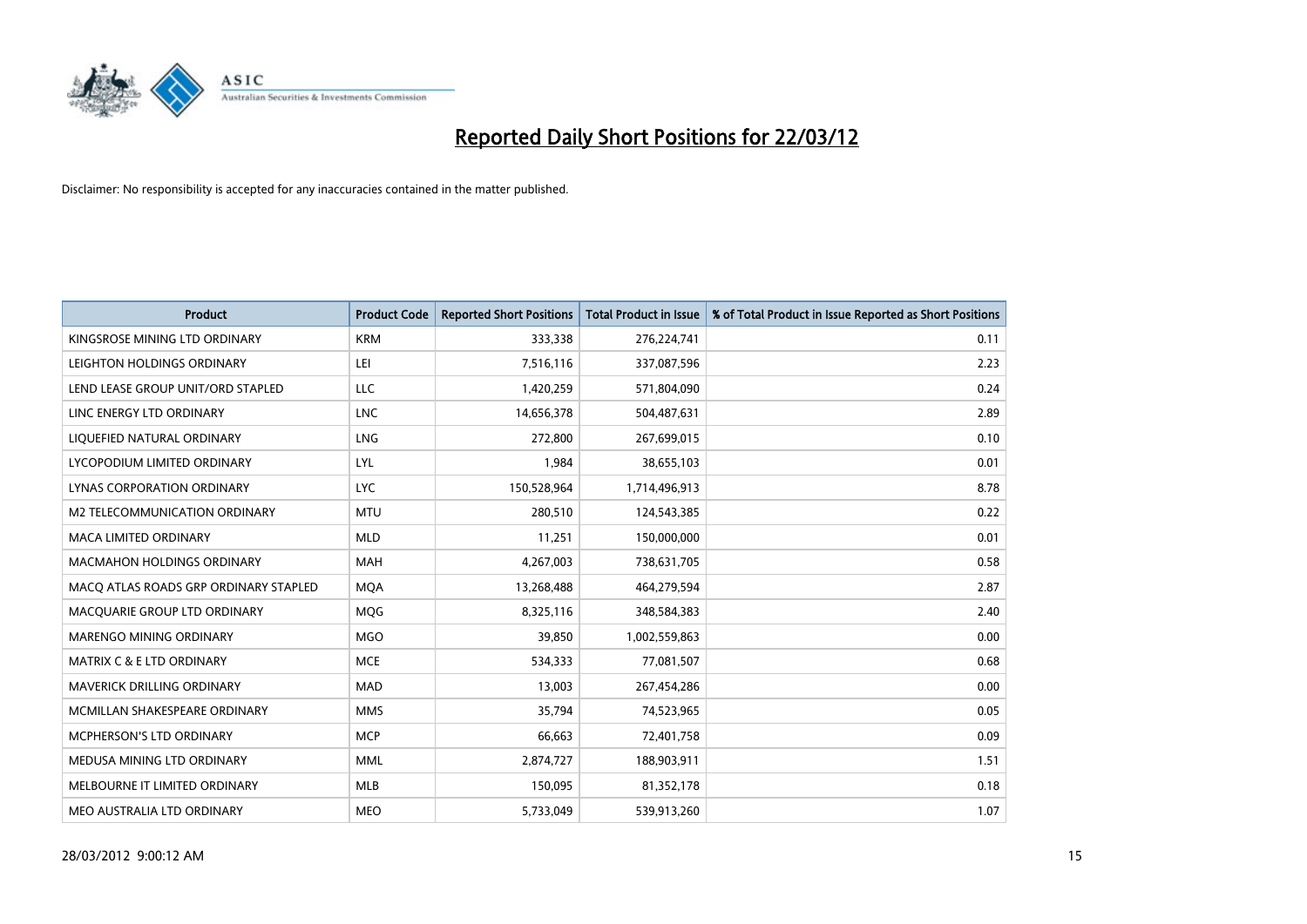# Reported Daily Short Positions for 22/03/12

Disclaimer: No responsibility is accepted for any inaccuracies contained in the matter published.

| Product | Product Code | Reported Short Positions | Total Product in Issue | % of Total Product in Issue Reported as Short Positions |
| --- | --- | --- | --- | --- |
| KINGSROSE MINING LTD ORDINARY | KRM | 333,338 | 276,224,741 | 0.11 |
| LEIGHTON HOLDINGS ORDINARY | LEI | 7,516,116 | 337,087,596 | 2.23 |
| LEND LEASE GROUP UNIT/ORD STAPLED | LLC | 1,420,259 | 571,804,090 | 0.24 |
| LINC ENERGY LTD ORDINARY | LNC | 14,656,378 | 504,487,631 | 2.89 |
| LIQUEFIED NATURAL ORDINARY | LNG | 272,800 | 267,699,015 | 0.10 |
| LYCOPODIUM LIMITED ORDINARY | LYL | 1,984 | 38,655,103 | 0.01 |
| LYNAS CORPORATION ORDINARY | LYC | 150,528,964 | 1,714,496,913 | 8.78 |
| M2 TELECOMMUNICATION ORDINARY | MTU | 280,510 | 124,543,385 | 0.22 |
| MACA LIMITED ORDINARY | MLD | 11,251 | 150,000,000 | 0.01 |
| MACMAHON HOLDINGS ORDINARY | MAH | 4,267,003 | 738,631,705 | 0.58 |
| MACQ ATLAS ROADS GRP ORDINARY STAPLED | MQA | 13,268,488 | 464,279,594 | 2.87 |
| MACQUARIE GROUP LTD ORDINARY | MQG | 8,325,116 | 348,584,383 | 2.40 |
| MARENGO MINING ORDINARY | MGO | 39,850 | 1,002,559,863 | 0.00 |
| MATRIX C & E LTD ORDINARY | MCE | 534,333 | 77,081,507 | 0.68 |
| MAVERICK DRILLING ORDINARY | MAD | 13,003 | 267,454,286 | 0.00 |
| MCMILLAN SHAKESPEARE ORDINARY | MMS | 35,794 | 74,523,965 | 0.05 |
| MCPHERSON'S LTD ORDINARY | MCP | 66,663 | 72,401,758 | 0.09 |
| MEDUSA MINING LTD ORDINARY | MML | 2,874,727 | 188,903,911 | 1.51 |
| MELBOURNE IT LIMITED ORDINARY | MLB | 150,095 | 81,352,178 | 0.18 |
| MEO AUSTRALIA LTD ORDINARY | MEO | 5,733,049 | 539,913,260 | 1.07 |

28/03/2012 9:00:12 AM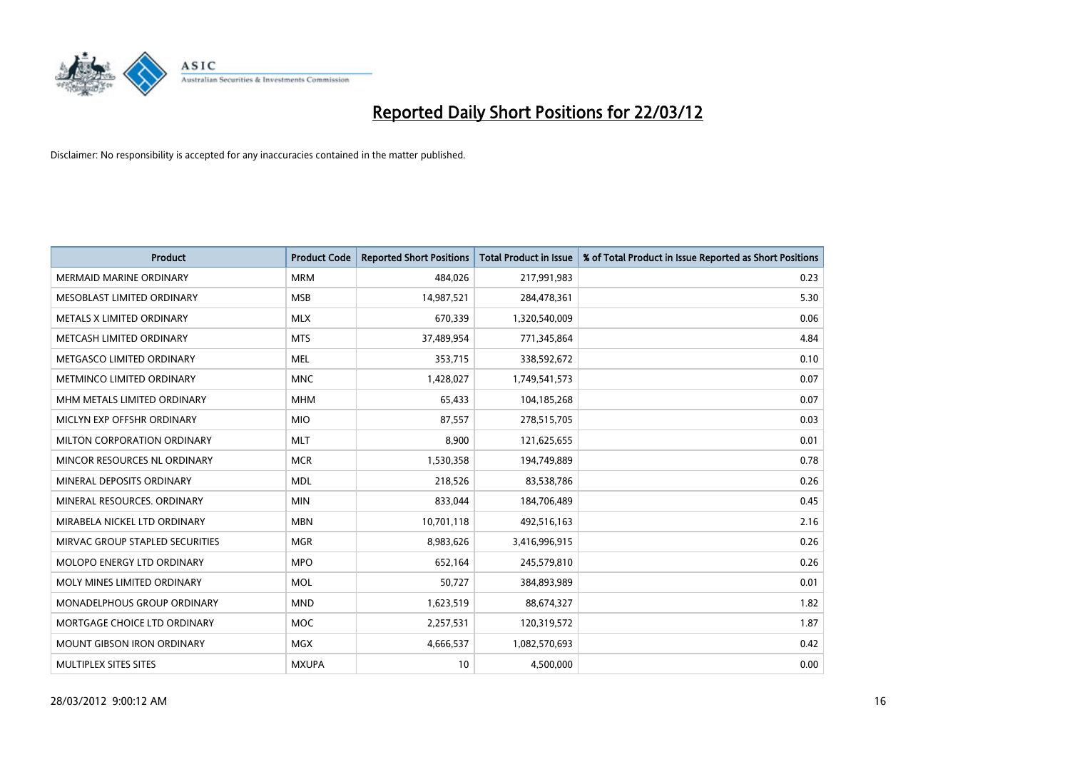# Reported Daily Short Positions for 22/03/12

Disclaimer: No responsibility is accepted for any inaccuracies contained in the matter published.

| Product | Product Code | Reported Short Positions | Total Product in Issue | % of Total Product in Issue Reported as Short Positions |
|---|---|---|---|---|
| MERMAID MARINE ORDINARY | MRM | 484,026 | 217,991,983 | 0.23 |
| MESOBLAST LIMITED ORDINARY | MSB | 14,987,521 | 284,478,361 | 5.30 |
| METALS X LIMITED ORDINARY | MLX | 670,339 | 1,320,540,009 | 0.06 |
| METCASH LIMITED ORDINARY | MTS | 37,489,954 | 771,345,864 | 4.84 |
| METGASCO LIMITED ORDINARY | MEL | 353,715 | 338,592,672 | 0.10 |
| METMINCO LIMITED ORDINARY | MNC | 1,428,027 | 1,749,541,573 | 0.07 |
| MHM METALS LIMITED ORDINARY | MHM | 65,433 | 104,185,268 | 0.07 |
| MICLYN EXP OFFSHR ORDINARY | MIO | 87,557 | 278,515,705 | 0.03 |
| MILTON CORPORATION ORDINARY | MLT | 8,900 | 121,625,655 | 0.01 |
| MINCOR RESOURCES NL ORDINARY | MCR | 1,530,358 | 194,749,889 | 0.78 |
| MINERAL DEPOSITS ORDINARY | MDL | 218,526 | 83,538,786 | 0.26 |
| MINERAL RESOURCES. ORDINARY | MIN | 833,044 | 184,706,489 | 0.45 |
| MIRABELA NICKEL LTD ORDINARY | MBN | 10,701,118 | 492,516,163 | 2.16 |
| MIRVAC GROUP STAPLED SECURITIES | MGR | 8,983,626 | 3,416,996,915 | 0.26 |
| MOLOPO ENERGY LTD ORDINARY | MPO | 652,164 | 245,579,810 | 0.26 |
| MOLY MINES LIMITED ORDINARY | MOL | 50,727 | 384,893,989 | 0.01 |
| MONADELPHOUS GROUP ORDINARY | MND | 1,623,519 | 88,674,327 | 1.82 |
| MORTGAGE CHOICE LTD ORDINARY | MOC | 2,257,531 | 120,319,572 | 1.87 |
| MOUNT GIBSON IRON ORDINARY | MGX | 4,666,537 | 1,082,570,693 | 0.42 |
| MULTIPLEX SITES SITES | MXUPA | 10 | 4,500,000 | 0.00 |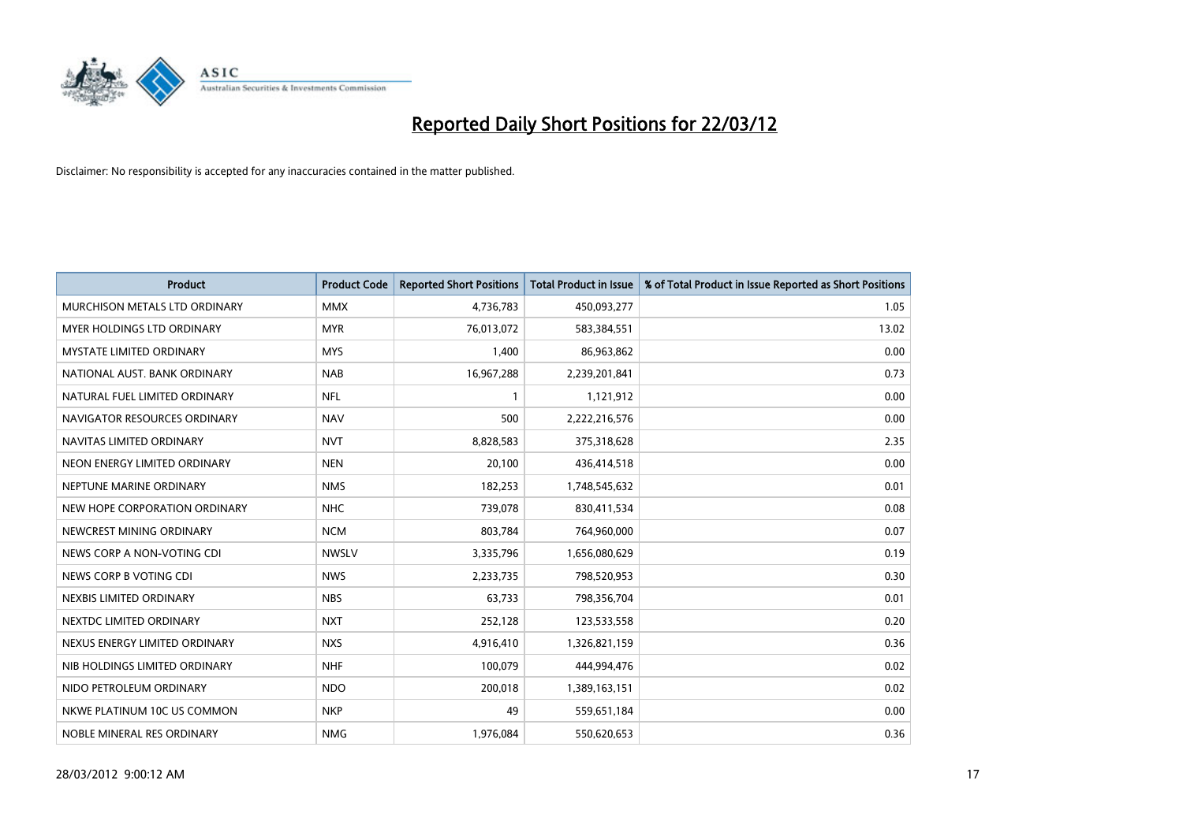# Reported Daily Short Positions for 22/03/12

Disclaimer: No responsibility is accepted for any inaccuracies contained in the matter published.

| Product | Product Code | Reported Short Positions | Total Product in Issue | % of Total Product in Issue Reported as Short Positions |
|---|---|---|---|---|
| MURCHISON METALS LTD ORDINARY | MMX | 4,736,783 | 450,093,277 | 1.05 |
| MYER HOLDINGS LTD ORDINARY | MYR | 76,013,072 | 583,384,551 | 13.02 |
| MYSTATE LIMITED ORDINARY | MYS | 1,400 | 86,963,862 | 0.00 |
| NATIONAL AUST. BANK ORDINARY | NAB | 16,967,288 | 2,239,201,841 | 0.73 |
| NATURAL FUEL LIMITED ORDINARY | NFL | 1 | 1,121,912 | 0.00 |
| NAVIGATOR RESOURCES ORDINARY | NAV | 500 | 2,222,216,576 | 0.00 |
| NAVITAS LIMITED ORDINARY | NVT | 8,828,583 | 375,318,628 | 2.35 |
| NEON ENERGY LIMITED ORDINARY | NEN | 20,100 | 436,414,518 | 0.00 |
| NEPTUNE MARINE ORDINARY | NMS | 182,253 | 1,748,545,632 | 0.01 |
| NEW HOPE CORPORATION ORDINARY | NHC | 739,078 | 830,411,534 | 0.08 |
| NEWCREST MINING ORDINARY | NCM | 803,784 | 764,960,000 | 0.07 |
| NEWS CORP A NON-VOTING CDI | NWSLV | 3,335,796 | 1,656,080,629 | 0.19 |
| NEWS CORP B VOTING CDI | NWS | 2,233,735 | 798,520,953 | 0.30 |
| NEXBIS LIMITED ORDINARY | NBS | 63,733 | 798,356,704 | 0.01 |
| NEXTDC LIMITED ORDINARY | NXT | 252,128 | 123,533,558 | 0.20 |
| NEXUS ENERGY LIMITED ORDINARY | NXS | 4,916,410 | 1,326,821,159 | 0.36 |
| NIB HOLDINGS LIMITED ORDINARY | NHF | 100,079 | 444,994,476 | 0.02 |
| NIDO PETROLEUM ORDINARY | NDO | 200,018 | 1,389,163,151 | 0.02 |
| NKWE PLATINUM 10C US COMMON | NKP | 49 | 559,651,184 | 0.00 |
| NOBLE MINERAL RES ORDINARY | NMG | 1,976,084 | 550,620,653 | 0.36 |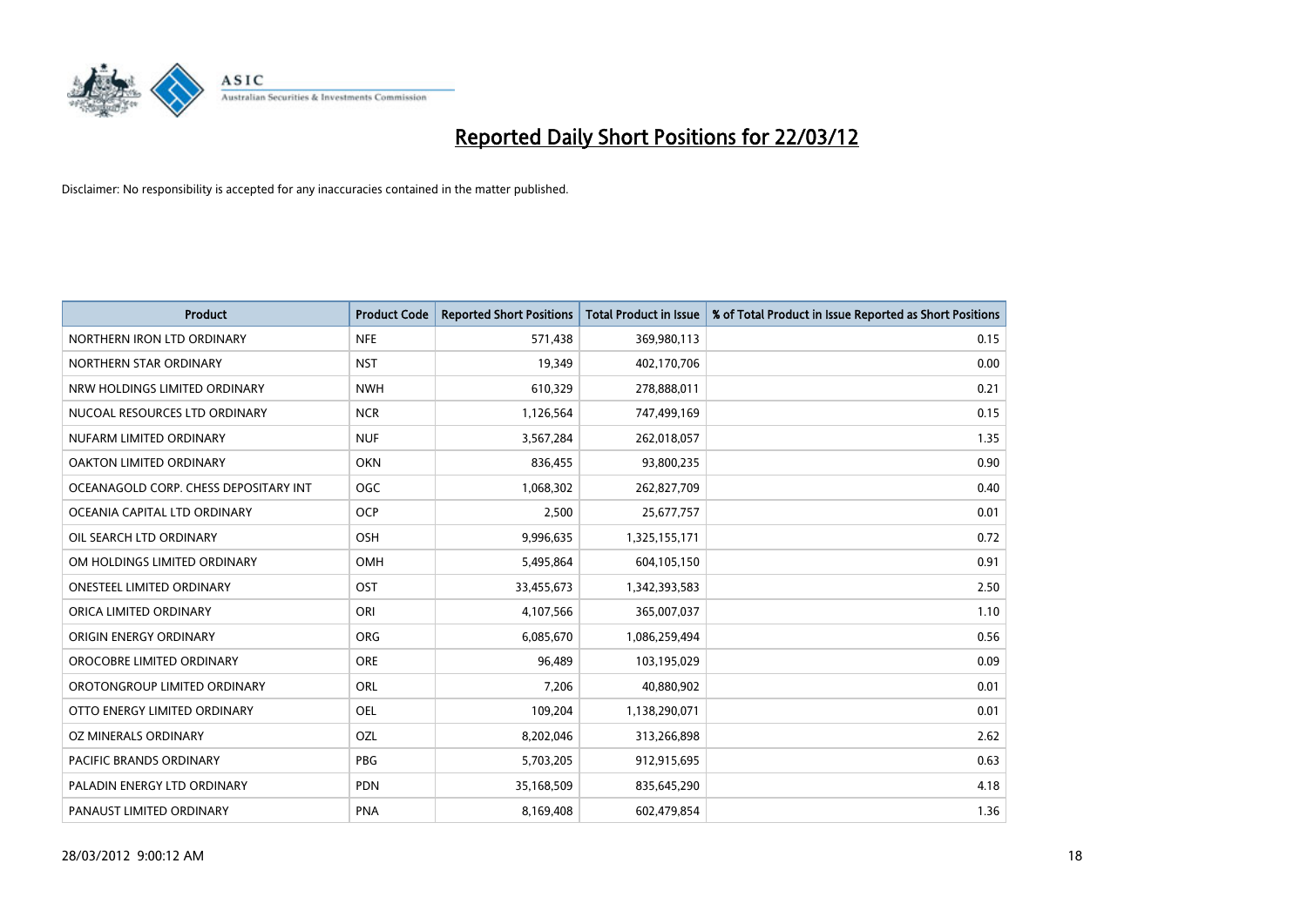# Reported Daily Short Positions for 22/03/12

Disclaimer: No responsibility is accepted for any inaccuracies contained in the matter published.

| Product | Product Code | Reported Short Positions | Total Product in Issue | % of Total Product in Issue Reported as Short Positions |
|---|---|---|---|---|
| NORTHERN IRON LTD ORDINARY | NFE | 571,438 | 369,980,113 | 0.15 |
| NORTHERN STAR ORDINARY | NST | 19,349 | 402,170,706 | 0.00 |
| NRW HOLDINGS LIMITED ORDINARY | NWH | 610,329 | 278,888,011 | 0.21 |
| NUCOAL RESOURCES LTD ORDINARY | NCR | 1,126,564 | 747,499,169 | 0.15 |
| NUFARM LIMITED ORDINARY | NUF | 3,567,284 | 262,018,057 | 1.35 |
| OAKTON LIMITED ORDINARY | OKN | 836,455 | 93,800,235 | 0.90 |
| OCEANAGOLD CORP. CHESS DEPOSITARY INT | OGC | 1,068,302 | 262,827,709 | 0.40 |
| OCEANIA CAPITAL LTD ORDINARY | OCP | 2,500 | 25,677,757 | 0.01 |
| OIL SEARCH LTD ORDINARY | OSH | 9,996,635 | 1,325,155,171 | 0.72 |
| OM HOLDINGS LIMITED ORDINARY | OMH | 5,495,864 | 604,105,150 | 0.91 |
| ONESTEEL LIMITED ORDINARY | OST | 33,455,673 | 1,342,393,583 | 2.50 |
| ORICA LIMITED ORDINARY | ORI | 4,107,566 | 365,007,037 | 1.10 |
| ORIGIN ENERGY ORDINARY | ORG | 6,085,670 | 1,086,259,494 | 0.56 |
| OROCOBRE LIMITED ORDINARY | ORE | 96,489 | 103,195,029 | 0.09 |
| OROTONGROUP LIMITED ORDINARY | ORL | 7,206 | 40,880,902 | 0.01 |
| OTTO ENERGY LIMITED ORDINARY | OEL | 109,204 | 1,138,290,071 | 0.01 |
| OZ MINERALS ORDINARY | OZL | 8,202,046 | 313,266,898 | 2.62 |
| PACIFIC BRANDS ORDINARY | PBG | 5,703,205 | 912,915,695 | 0.63 |
| PALADIN ENERGY LTD ORDINARY | PDN | 35,168,509 | 835,645,290 | 4.18 |
| PANAUST LIMITED ORDINARY | PNA | 8,169,408 | 602,479,854 | 1.36 |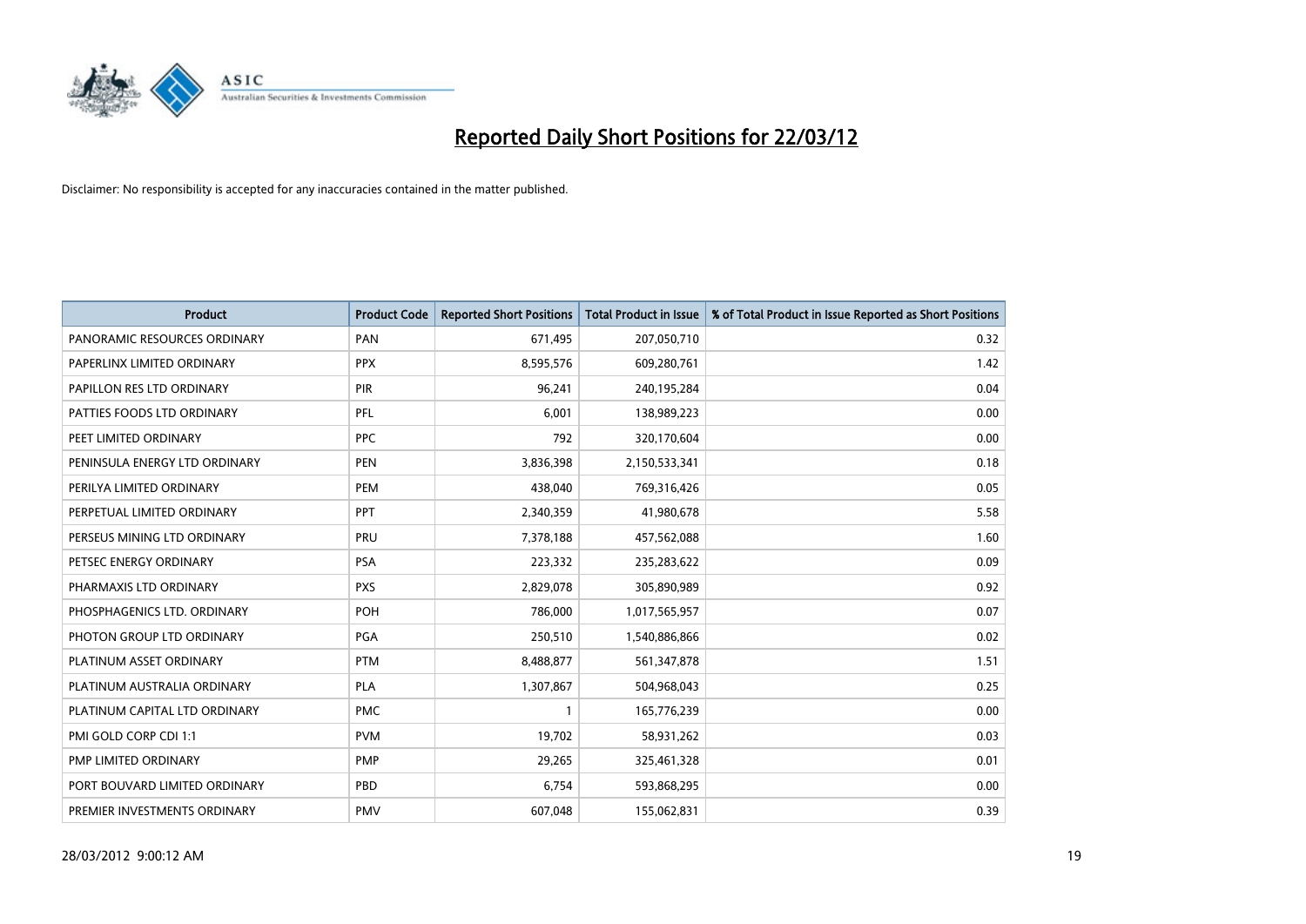# Reported Daily Short Positions for 22/03/12

Disclaimer: No responsibility is accepted for any inaccuracies contained in the matter published.

| Product | Product Code | Reported Short Positions | Total Product in Issue | % of Total Product in Issue Reported as Short Positions |
|---|---|---|---|---|
| PANORAMIC RESOURCES ORDINARY | PAN | 671,495 | 207,050,710 | 0.32 |
| PAPERLINX LIMITED ORDINARY | PPX | 8,595,576 | 609,280,761 | 1.42 |
| PAPILLON RES LTD ORDINARY | PIR | 96,241 | 240,195,284 | 0.04 |
| PATTIES FOODS LTD ORDINARY | PFL | 6,001 | 138,989,223 | 0.00 |
| PEET LIMITED ORDINARY | PPC | 792 | 320,170,604 | 0.00 |
| PENINSULA ENERGY LTD ORDINARY | PEN | 3,836,398 | 2,150,533,341 | 0.18 |
| PERILYA LIMITED ORDINARY | PEM | 438,040 | 769,316,426 | 0.05 |
| PERPETUAL LIMITED ORDINARY | PPT | 2,340,359 | 41,980,678 | 5.58 |
| PERSEUS MINING LTD ORDINARY | PRU | 7,378,188 | 457,562,088 | 1.60 |
| PETSEC ENERGY ORDINARY | PSA | 223,332 | 235,283,622 | 0.09 |
| PHARMAXIS LTD ORDINARY | PXS | 2,829,078 | 305,890,989 | 0.92 |
| PHOSPHAGENICS LTD. ORDINARY | POH | 786,000 | 1,017,565,957 | 0.07 |
| PHOTON GROUP LTD ORDINARY | PGA | 250,510 | 1,540,886,866 | 0.02 |
| PLATINUM ASSET ORDINARY | PTM | 8,488,877 | 561,347,878 | 1.51 |
| PLATINUM AUSTRALIA ORDINARY | PLA | 1,307,867 | 504,968,043 | 0.25 |
| PLATINUM CAPITAL LTD ORDINARY | PMC | 1 | 165,776,239 | 0.00 |
| PMI GOLD CORP CDI 1:1 | PVM | 19,702 | 58,931,262 | 0.03 |
| PMP LIMITED ORDINARY | PMP | 29,265 | 325,461,328 | 0.01 |
| PORT BOUVARD LIMITED ORDINARY | PBD | 6,754 | 593,868,295 | 0.00 |
| PREMIER INVESTMENTS ORDINARY | PMV | 607,048 | 155,062,831 | 0.39 |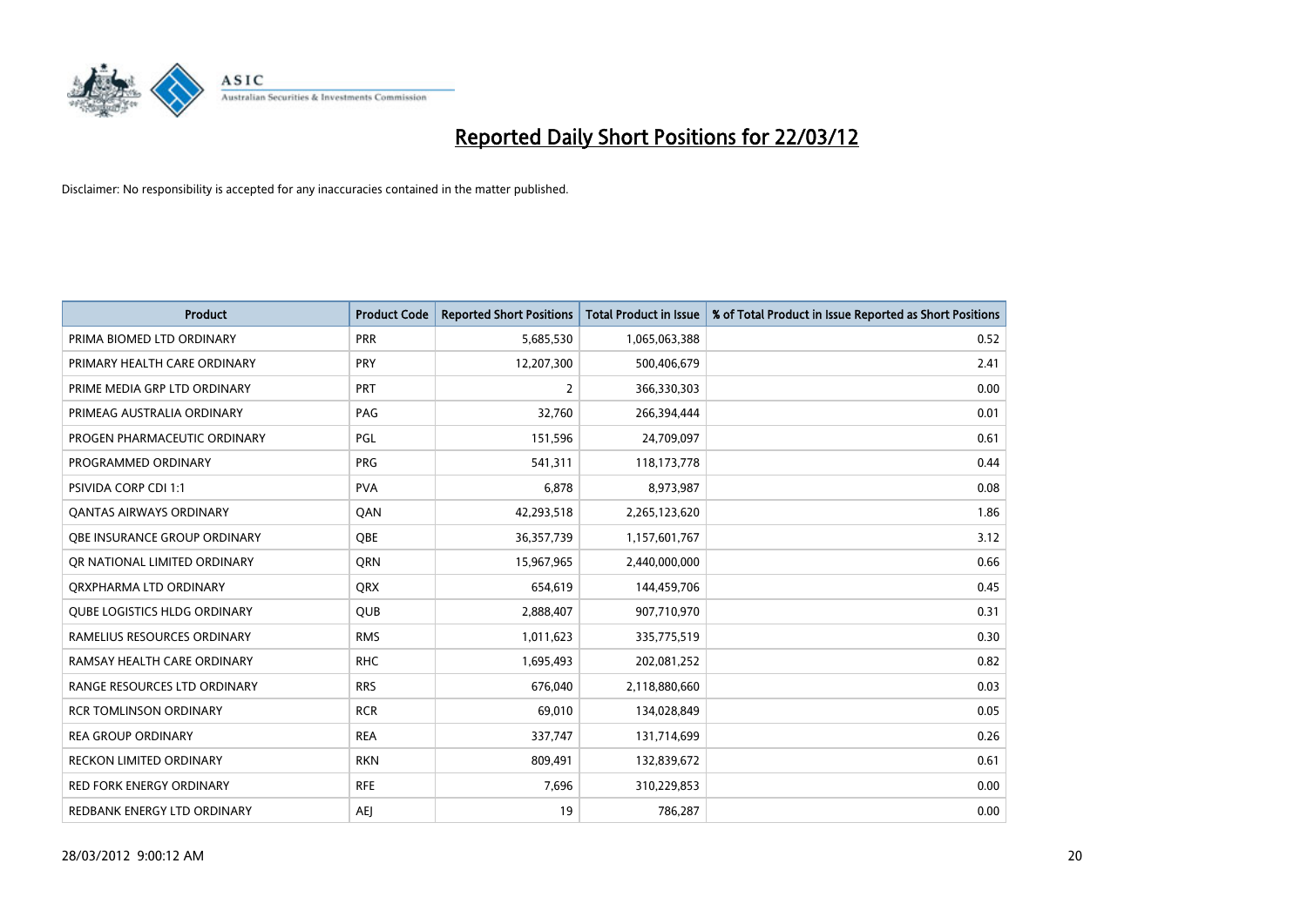# Reported Daily Short Positions for 22/03/12

Disclaimer: No responsibility is accepted for any inaccuracies contained in the matter published.

| Product | Product Code | Reported Short Positions | Total Product in Issue | % of Total Product in Issue Reported as Short Positions |
|---|---|---|---|---|
| PRIMA BIOMED LTD ORDINARY | PRR | 5,685,530 | 1,065,063,388 | 0.52 |
| PRIMARY HEALTH CARE ORDINARY | PRY | 12,207,300 | 500,406,679 | 2.41 |
| PRIME MEDIA GRP LTD ORDINARY | PRT | 2 | 366,330,303 | 0.00 |
| PRIMEAG AUSTRALIA ORDINARY | PAG | 32,760 | 266,394,444 | 0.01 |
| PROGEN PHARMACEUTIC ORDINARY | PGL | 151,596 | 24,709,097 | 0.61 |
| PROGRAMMED ORDINARY | PRG | 541,311 | 118,173,778 | 0.44 |
| PSIVIDA CORP CDI 1:1 | PVA | 6,878 | 8,973,987 | 0.08 |
| QANTAS AIRWAYS ORDINARY | QAN | 42,293,518 | 2,265,123,620 | 1.86 |
| QBE INSURANCE GROUP ORDINARY | QBE | 36,357,739 | 1,157,601,767 | 3.12 |
| QR NATIONAL LIMITED ORDINARY | QRN | 15,967,965 | 2,440,000,000 | 0.66 |
| QRXPHARMA LTD ORDINARY | QRX | 654,619 | 144,459,706 | 0.45 |
| QUBE LOGISTICS HLDG ORDINARY | QUB | 2,888,407 | 907,710,970 | 0.31 |
| RAMELIUS RESOURCES ORDINARY | RMS | 1,011,623 | 335,775,519 | 0.30 |
| RAMSAY HEALTH CARE ORDINARY | RHC | 1,695,493 | 202,081,252 | 0.82 |
| RANGE RESOURCES LTD ORDINARY | RRS | 676,040 | 2,118,880,660 | 0.03 |
| RCR TOMLINSON ORDINARY | RCR | 69,010 | 134,028,849 | 0.05 |
| REA GROUP ORDINARY | REA | 337,747 | 131,714,699 | 0.26 |
| RECKON LIMITED ORDINARY | RKN | 809,491 | 132,839,672 | 0.61 |
| RED FORK ENERGY ORDINARY | RFE | 7,696 | 310,229,853 | 0.00 |
| REDBANK ENERGY LTD ORDINARY | AEJ | 19 | 786,287 | 0.00 |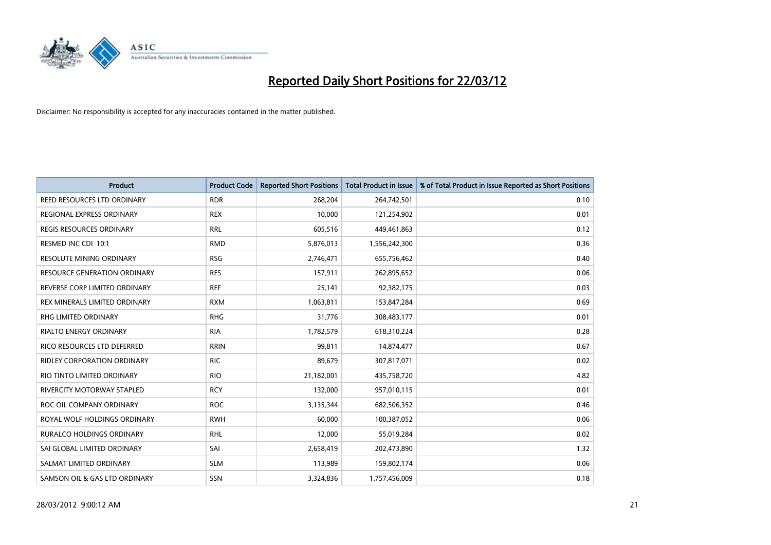# Reported Daily Short Positions for 22/03/12

Disclaimer: No responsibility is accepted for any inaccuracies contained in the matter published.

| Product | Product Code | Reported Short Positions | Total Product in Issue | % of Total Product in Issue Reported as Short Positions |
|---|---|---|---|---|
| REED RESOURCES LTD ORDINARY | RDR | 268,204 | 264,742,501 | 0.10 |
| REGIONAL EXPRESS ORDINARY | REX | 10,000 | 121,254,902 | 0.01 |
| REGIS RESOURCES ORDINARY | RRL | 605,516 | 449,461,863 | 0.12 |
| RESMED INC CDI 10:1 | RMD | 5,876,013 | 1,556,242,300 | 0.36 |
| RESOLUTE MINING ORDINARY | RSG | 2,746,471 | 655,756,462 | 0.40 |
| RESOURCE GENERATION ORDINARY | RES | 157,911 | 262,895,652 | 0.06 |
| REVERSE CORP LIMITED ORDINARY | REF | 25,141 | 92,382,175 | 0.03 |
| REX MINERALS LIMITED ORDINARY | RXM | 1,063,811 | 153,847,284 | 0.69 |
| RHG LIMITED ORDINARY | RHG | 31,776 | 308,483,177 | 0.01 |
| RIALTO ENERGY ORDINARY | RIA | 1,782,579 | 618,310,224 | 0.28 |
| RICO RESOURCES LTD DEFERRED | RRIN | 99,811 | 14,874,477 | 0.67 |
| RIDLEY CORPORATION ORDINARY | RIC | 89,679 | 307,817,071 | 0.02 |
| RIO TINTO LIMITED ORDINARY | RIO | 21,182,001 | 435,758,720 | 4.82 |
| RIVERCITY MOTORWAY STAPLED | RCY | 132,000 | 957,010,115 | 0.01 |
| ROC OIL COMPANY ORDINARY | ROC | 3,135,344 | 682,506,352 | 0.46 |
| ROYAL WOLF HOLDINGS ORDINARY | RWH | 60,000 | 100,387,052 | 0.06 |
| RURALCO HOLDINGS ORDINARY | RHL | 12,000 | 55,019,284 | 0.02 |
| SAI GLOBAL LIMITED ORDINARY | SAI | 2,658,419 | 202,473,890 | 1.32 |
| SALMAT LIMITED ORDINARY | SLM | 113,989 | 159,802,174 | 0.06 |
| SAMSON OIL & GAS LTD ORDINARY | SSN | 3,324,836 | 1,757,456,009 | 0.18 |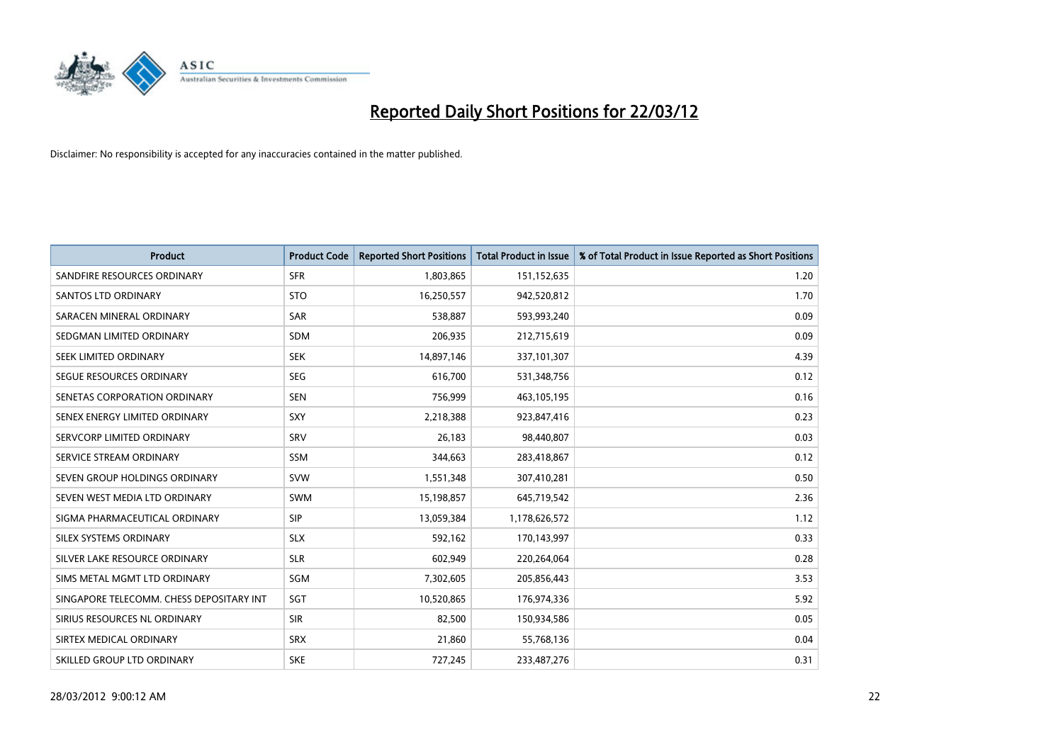# Reported Daily Short Positions for 22/03/12

Disclaimer: No responsibility is accepted for any inaccuracies contained in the matter published.

| Product | Product Code | Reported Short Positions | Total Product in Issue | % of Total Product in Issue Reported as Short Positions |
|---|---|---|---|---|
| SANDFIRE RESOURCES ORDINARY | SFR | 1,803,865 | 151,152,635 | 1.20 |
| SANTOS LTD ORDINARY | STO | 16,250,557 | 942,520,812 | 1.70 |
| SARACEN MINERAL ORDINARY | SAR | 538,887 | 593,993,240 | 0.09 |
| SEDGMAN LIMITED ORDINARY | SDM | 206,935 | 212,715,619 | 0.09 |
| SEEK LIMITED ORDINARY | SEK | 14,897,146 | 337,101,307 | 4.39 |
| SEGUE RESOURCES ORDINARY | SEG | 616,700 | 531,348,756 | 0.12 |
| SENETAS CORPORATION ORDINARY | SEN | 756,999 | 463,105,195 | 0.16 |
| SENEX ENERGY LIMITED ORDINARY | SXY | 2,218,388 | 923,847,416 | 0.23 |
| SERVCORP LIMITED ORDINARY | SRV | 26,183 | 98,440,807 | 0.03 |
| SERVICE STREAM ORDINARY | SSM | 344,663 | 283,418,867 | 0.12 |
| SEVEN GROUP HOLDINGS ORDINARY | SVW | 1,551,348 | 307,410,281 | 0.50 |
| SEVEN WEST MEDIA LTD ORDINARY | SWM | 15,198,857 | 645,719,542 | 2.36 |
| SIGMA PHARMACEUTICAL ORDINARY | SIP | 13,059,384 | 1,178,626,572 | 1.12 |
| SILEX SYSTEMS ORDINARY | SLX | 592,162 | 170,143,997 | 0.33 |
| SILVER LAKE RESOURCE ORDINARY | SLR | 602,949 | 220,264,064 | 0.28 |
| SIMS METAL MGMT LTD ORDINARY | SGM | 7,302,605 | 205,856,443 | 3.53 |
| SINGAPORE TELECOMM. CHESS DEPOSITARY INT | SGT | 10,520,865 | 176,974,336 | 5.92 |
| SIRIUS RESOURCES NL ORDINARY | SIR | 82,500 | 150,934,586 | 0.05 |
| SIRTEX MEDICAL ORDINARY | SRX | 21,860 | 55,768,136 | 0.04 |
| SKILLED GROUP LTD ORDINARY | SKE | 727,245 | 233,487,276 | 0.31 |

28/03/2012 9:00:12 AM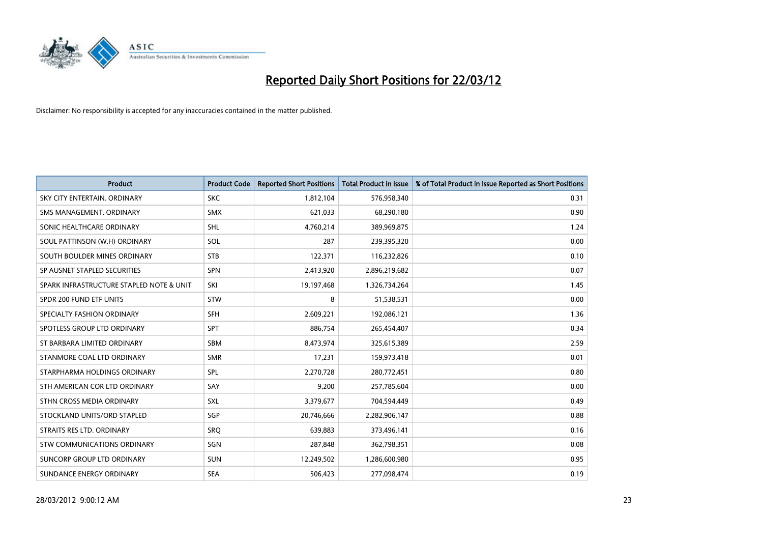# Reported Daily Short Positions for 22/03/12

Disclaimer: No responsibility is accepted for any inaccuracies contained in the matter published.

| Product | Product Code | Reported Short Positions | Total Product in Issue | % of Total Product in Issue Reported as Short Positions |
|---|---|---|---|---|
| SKY CITY ENTERTAIN. ORDINARY | SKC | 1,812,104 | 576,958,340 | 0.31 |
| SMS MANAGEMENT. ORDINARY | SMX | 621,033 | 68,290,180 | 0.90 |
| SONIC HEALTHCARE ORDINARY | SHL | 4,760,214 | 389,969,875 | 1.24 |
| SOUL PATTINSON (W.H) ORDINARY | SOL | 287 | 239,395,320 | 0.00 |
| SOUTH BOULDER MINES ORDINARY | STB | 122,371 | 116,232,826 | 0.10 |
| SP AUSNET STAPLED SECURITIES | SPN | 2,413,920 | 2,896,219,682 | 0.07 |
| SPARK INFRASTRUCTURE STAPLED NOTE & UNIT | SKI | 19,197,468 | 1,326,734,264 | 1.45 |
| SPDR 200 FUND ETF UNITS | STW | 8 | 51,538,531 | 0.00 |
| SPECIALTY FASHION ORDINARY | SFH | 2,609,221 | 192,086,121 | 1.36 |
| SPOTLESS GROUP LTD ORDINARY | SPT | 886,754 | 265,454,407 | 0.34 |
| ST BARBARA LIMITED ORDINARY | SBM | 8,473,974 | 325,615,389 | 2.59 |
| STANMORE COAL LTD ORDINARY | SMR | 17,231 | 159,973,418 | 0.01 |
| STARPHARMA HOLDINGS ORDINARY | SPL | 2,270,728 | 280,772,451 | 0.80 |
| STH AMERICAN COR LTD ORDINARY | SAY | 9,200 | 257,785,604 | 0.00 |
| STHN CROSS MEDIA ORDINARY | SXL | 3,379,677 | 704,594,449 | 0.49 |
| STOCKLAND UNITS/ORD STAPLED | SGP | 20,746,666 | 2,282,906,147 | 0.88 |
| STRAITS RES LTD. ORDINARY | SRQ | 639,883 | 373,496,141 | 0.16 |
| STW COMMUNICATIONS ORDINARY | SGN | 287,848 | 362,798,351 | 0.08 |
| SUNCORP GROUP LTD ORDINARY | SUN | 12,249,502 | 1,286,600,980 | 0.95 |
| SUNDANCE ENERGY ORDINARY | SEA | 506,423 | 277,098,474 | 0.19 |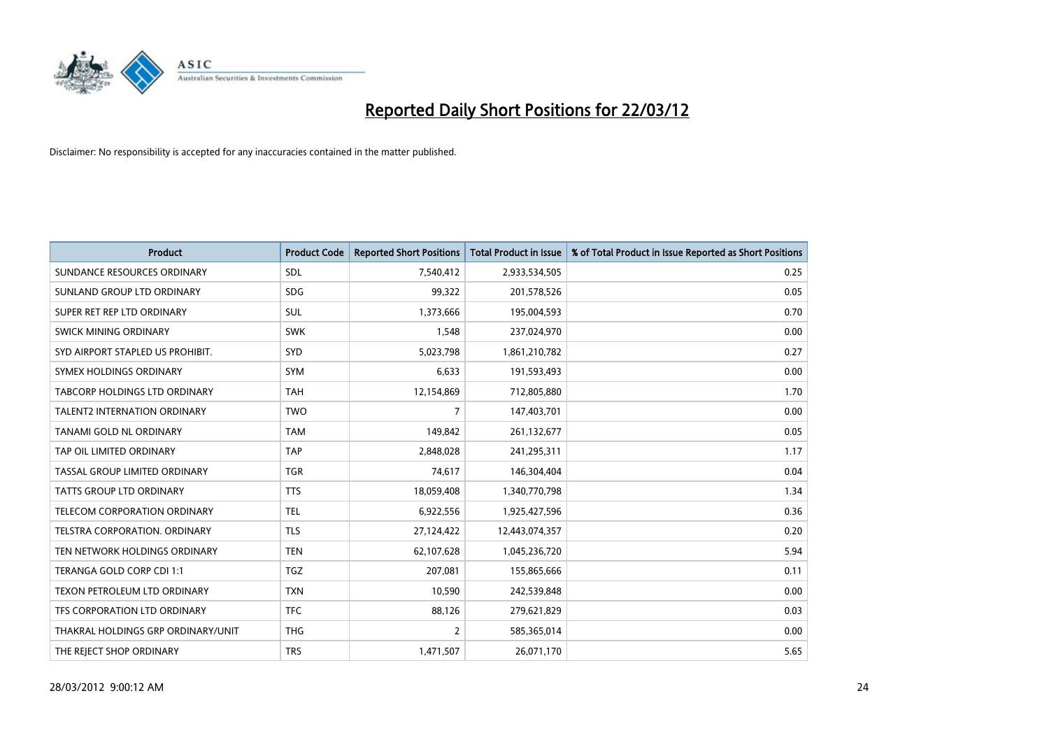# Reported Daily Short Positions for 22/03/12

Disclaimer: No responsibility is accepted for any inaccuracies contained in the matter published.

| Product | Product Code | Reported Short Positions | Total Product in Issue | % of Total Product in Issue Reported as Short Positions |
|---|---|---|---|---|
| SUNDANCE RESOURCES ORDINARY | SDL | 7,540,412 | 2,933,534,505 | 0.25 |
| SUNLAND GROUP LTD ORDINARY | SDG | 99,322 | 201,578,526 | 0.05 |
| SUPER RET REP LTD ORDINARY | SUL | 1,373,666 | 195,004,593 | 0.70 |
| SWICK MINING ORDINARY | SWK | 1,548 | 237,024,970 | 0.00 |
| SYD AIRPORT STAPLED US PROHIBIT. | SYD | 5,023,798 | 1,861,210,782 | 0.27 |
| SYMEX HOLDINGS ORDINARY | SYM | 6,633 | 191,593,493 | 0.00 |
| TABCORP HOLDINGS LTD ORDINARY | TAH | 12,154,869 | 712,805,880 | 1.70 |
| TALENT2 INTERNATION ORDINARY | TWO | 7 | 147,403,701 | 0.00 |
| TANAMI GOLD NL ORDINARY | TAM | 149,842 | 261,132,677 | 0.05 |
| TAP OIL LIMITED ORDINARY | TAP | 2,848,028 | 241,295,311 | 1.17 |
| TASSAL GROUP LIMITED ORDINARY | TGR | 74,617 | 146,304,404 | 0.04 |
| TATTS GROUP LTD ORDINARY | TTS | 18,059,408 | 1,340,770,798 | 1.34 |
| TELECOM CORPORATION ORDINARY | TEL | 6,922,556 | 1,925,427,596 | 0.36 |
| TELSTRA CORPORATION. ORDINARY | TLS | 27,124,422 | 12,443,074,357 | 0.20 |
| TEN NETWORK HOLDINGS ORDINARY | TEN | 62,107,628 | 1,045,236,720 | 5.94 |
| TERANGA GOLD CORP CDI 1:1 | TGZ | 207,081 | 155,865,666 | 0.11 |
| TEXON PETROLEUM LTD ORDINARY | TXN | 10,590 | 242,539,848 | 0.00 |
| TFS CORPORATION LTD ORDINARY | TFC | 88,126 | 279,621,829 | 0.03 |
| THAKRAL HOLDINGS GRP ORDINARY/UNIT | THG | 2 | 585,365,014 | 0.00 |
| THE REJECT SHOP ORDINARY | TRS | 1,471,507 | 26,071,170 | 5.65 |

28/03/2012 9:00:12 AM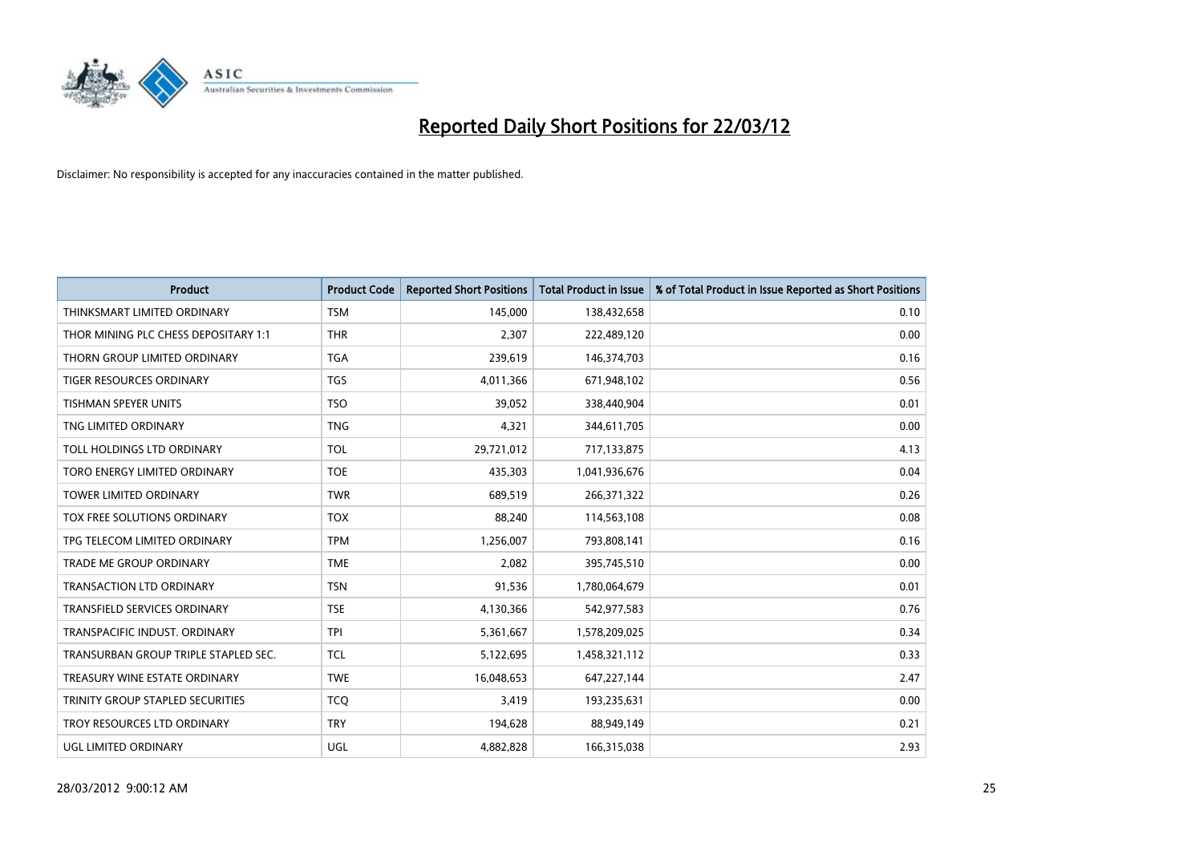# Reported Daily Short Positions for 22/03/12

Disclaimer: No responsibility is accepted for any inaccuracies contained in the matter published.

| Product | Product Code | Reported Short Positions | Total Product in Issue | % of Total Product in Issue Reported as Short Positions |
|---|---|---|---|---|
| THINKSMART LIMITED ORDINARY | TSM | 145,000 | 138,432,658 | 0.10 |
| THOR MINING PLC CHESS DEPOSITARY 1:1 | THR | 2,307 | 222,489,120 | 0.00 |
| THORN GROUP LIMITED ORDINARY | TGA | 239,619 | 146,374,703 | 0.16 |
| TIGER RESOURCES ORDINARY | TGS | 4,011,366 | 671,948,102 | 0.56 |
| TISHMAN SPEYER UNITS | TSO | 39,052 | 338,440,904 | 0.01 |
| TNG LIMITED ORDINARY | TNG | 4,321 | 344,611,705 | 0.00 |
| TOLL HOLDINGS LTD ORDINARY | TOL | 29,721,012 | 717,133,875 | 4.13 |
| TORO ENERGY LIMITED ORDINARY | TOE | 435,303 | 1,041,936,676 | 0.04 |
| TOWER LIMITED ORDINARY | TWR | 689,519 | 266,371,322 | 0.26 |
| TOX FREE SOLUTIONS ORDINARY | TOX | 88,240 | 114,563,108 | 0.08 |
| TPG TELECOM LIMITED ORDINARY | TPM | 1,256,007 | 793,808,141 | 0.16 |
| TRADE ME GROUP ORDINARY | TME | 2,082 | 395,745,510 | 0.00 |
| TRANSACTION LTD ORDINARY | TSN | 91,536 | 1,780,064,679 | 0.01 |
| TRANSFIELD SERVICES ORDINARY | TSE | 4,130,366 | 542,977,583 | 0.76 |
| TRANSPACIFIC INDUST. ORDINARY | TPI | 5,361,667 | 1,578,209,025 | 0.34 |
| TRANSURBAN GROUP TRIPLE STAPLED SEC. | TCL | 5,122,695 | 1,458,321,112 | 0.33 |
| TREASURY WINE ESTATE ORDINARY | TWE | 16,048,653 | 647,227,144 | 2.47 |
| TRINITY GROUP STAPLED SECURITIES | TCQ | 3,419 | 193,235,631 | 0.00 |
| TROY RESOURCES LTD ORDINARY | TRY | 194,628 | 88,949,149 | 0.21 |
| UGL LIMITED ORDINARY | UGL | 4,882,828 | 166,315,038 | 2.93 |

28/03/2012 9:00:12 AM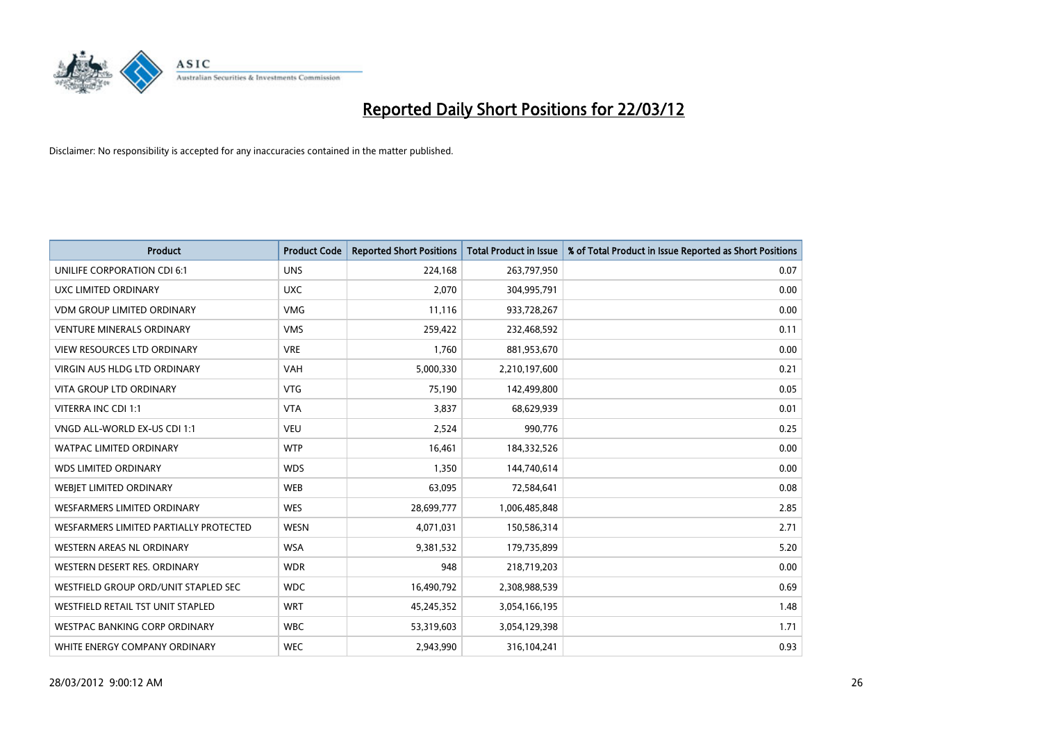# Reported Daily Short Positions for 22/03/12

Disclaimer: No responsibility is accepted for any inaccuracies contained in the matter published.

| Product | Product Code | Reported Short Positions | Total Product in Issue | % of Total Product in Issue Reported as Short Positions |
|---|---|---|---|---|
| UNILIFE CORPORATION CDI 6:1 | UNS | 224,168 | 263,797,950 | 0.07 |
| UXC LIMITED ORDINARY | UXC | 2,070 | 304,995,791 | 0.00 |
| VDM GROUP LIMITED ORDINARY | VMG | 11,116 | 933,728,267 | 0.00 |
| VENTURE MINERALS ORDINARY | VMS | 259,422 | 232,468,592 | 0.11 |
| VIEW RESOURCES LTD ORDINARY | VRE | 1,760 | 881,953,670 | 0.00 |
| VIRGIN AUS HLDG LTD ORDINARY | VAH | 5,000,330 | 2,210,197,600 | 0.21 |
| VITA GROUP LTD ORDINARY | VTG | 75,190 | 142,499,800 | 0.05 |
| VITERRA INC CDI 1:1 | VTA | 3,837 | 68,629,939 | 0.01 |
| VNGD ALL-WORLD EX-US CDI 1:1 | VEU | 2,524 | 990,776 | 0.25 |
| WATPAC LIMITED ORDINARY | WTP | 16,461 | 184,332,526 | 0.00 |
| WDS LIMITED ORDINARY | WDS | 1,350 | 144,740,614 | 0.00 |
| WEBJET LIMITED ORDINARY | WEB | 63,095 | 72,584,641 | 0.08 |
| WESFARMERS LIMITED ORDINARY | WES | 28,699,777 | 1,006,485,848 | 2.85 |
| WESFARMERS LIMITED PARTIALLY PROTECTED | WESN | 4,071,031 | 150,586,314 | 2.71 |
| WESTERN AREAS NL ORDINARY | WSA | 9,381,532 | 179,735,899 | 5.20 |
| WESTERN DESERT RES. ORDINARY | WDR | 948 | 218,719,203 | 0.00 |
| WESTFIELD GROUP ORD/UNIT STAPLED SEC | WDC | 16,490,792 | 2,308,988,539 | 0.69 |
| WESTFIELD RETAIL TST UNIT STAPLED | WRT | 45,245,352 | 3,054,166,195 | 1.48 |
| WESTPAC BANKING CORP ORDINARY | WBC | 53,319,603 | 3,054,129,398 | 1.71 |
| WHITE ENERGY COMPANY ORDINARY | WEC | 2,943,990 | 316,104,241 | 0.93 |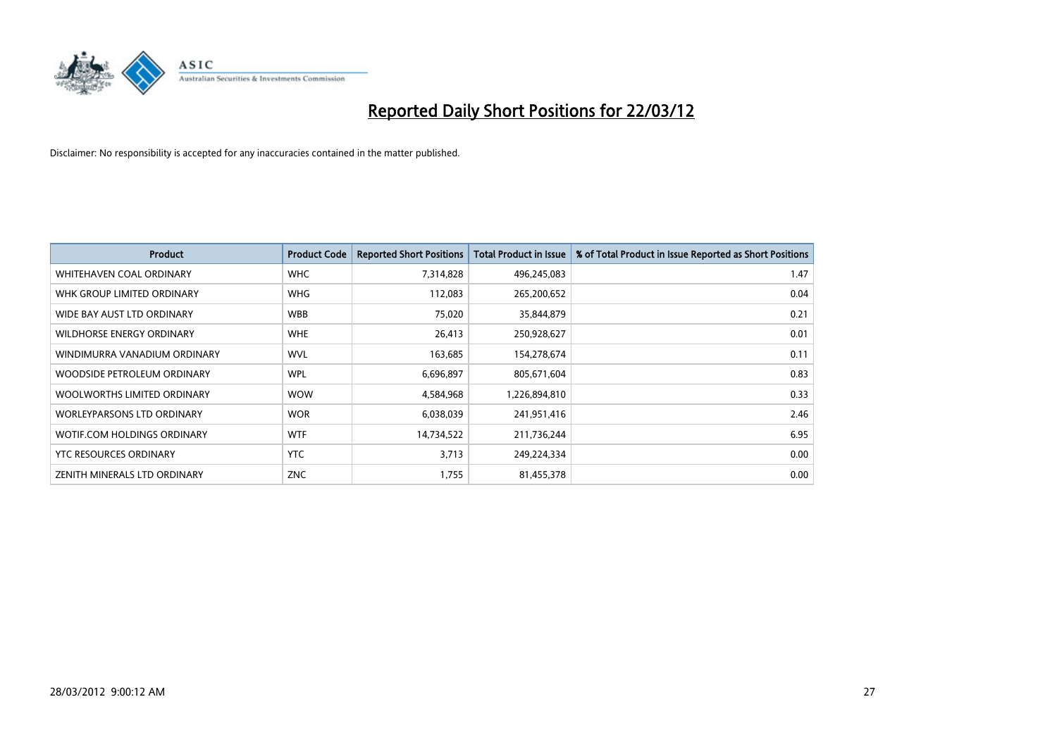# Reported Daily Short Positions for 22/03/12

Disclaimer: No responsibility is accepted for any inaccuracies contained in the matter published.

| Product | Product Code | Reported Short Positions | Total Product in Issue | % of Total Product in Issue Reported as Short Positions |
|---|---|---|---|---|
| WHITEHAVEN COAL ORDINARY | WHC | 7,314,828 | 496,245,083 | 1.47 |
| WHK GROUP LIMITED ORDINARY | WHG | 112,083 | 265,200,652 | 0.04 |
| WIDE BAY AUST LTD ORDINARY | WBB | 75,020 | 35,844,879 | 0.21 |
| WILDHORSE ENERGY ORDINARY | WHE | 26,413 | 250,928,627 | 0.01 |
| WINDIMURRA VANADIUM ORDINARY | WVL | 163,685 | 154,278,674 | 0.11 |
| WOODSIDE PETROLEUM ORDINARY | WPL | 6,696,897 | 805,671,604 | 0.83 |
| WOOLWORTHS LIMITED ORDINARY | WOW | 4,584,968 | 1,226,894,810 | 0.33 |
| WORLEYPARSONS LTD ORDINARY | WOR | 6,038,039 | 241,951,416 | 2.46 |
| WOTIF.COM HOLDINGS ORDINARY | WTF | 14,734,522 | 211,736,244 | 6.95 |
| YTC RESOURCES ORDINARY | YTC | 3,713 | 249,224,334 | 0.00 |
| ZENITH MINERALS LTD ORDINARY | ZNC | 1,755 | 81,455,378 | 0.00 |

28/03/2012 9:00:12 AM